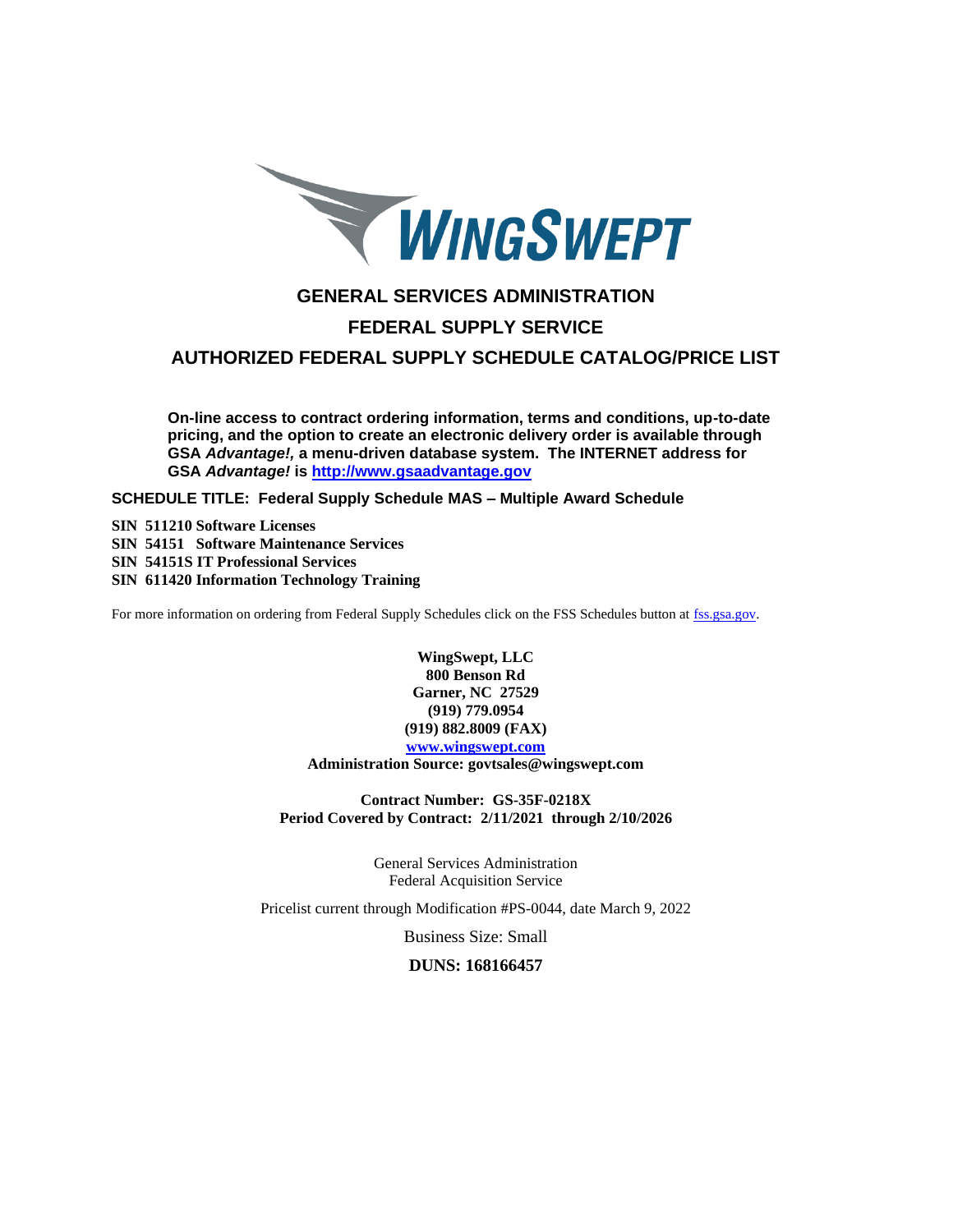WINGSWEPT

# GENERAL SERVICES ADMINISTRATION

## FEDERAL SUPPLY SERVICE

## AUTHORIZED FEDERAL SUPPLY SCHEDULE CATALOG/PRICE LIST

**On-line access to contract ordering information, terms and conditions, up-to-date pricing, and the option to create an electronic delivery order is available through GSA *Advantage!,* a menu-driven database system. The INTERNET address for GSA *Advantage!* is [http://www.gsaadvantage.gov](http://www.gsaadvantage.gov)**

**SCHEDULE TITLE: Federal Supply Schedule MAS – Multiple Award Schedule**

**SIN 511210 Software Licenses**
**SIN 54151 Software Maintenance Services**
**SIN 54151S IT Professional Services**
**SIN 611420 Information Technology Training**

For more information on ordering from Federal Supply Schedules click on the FSS Schedules button at [fss.gsa.gov](fss.gsa.gov).

**WingSwept, LLC**
**800 Benson Rd**
**Garner, NC 27529**
**(919) 779.0954**
**(919) 882.8009 (FAX)**
**[www.wingswept.com](www.wingswept.com)**
**Administration Source: govtsales@wingswept.com**

**Contract Number: GS-35F-0218X**
**Period Covered by Contract: 2/11/2021 through 2/10/2026**

General Services Administration
Federal Acquisition Service

Pricelist current through Modification #PS-0044, date March 9, 2022

Business Size: Small

**DUNS: 168166457**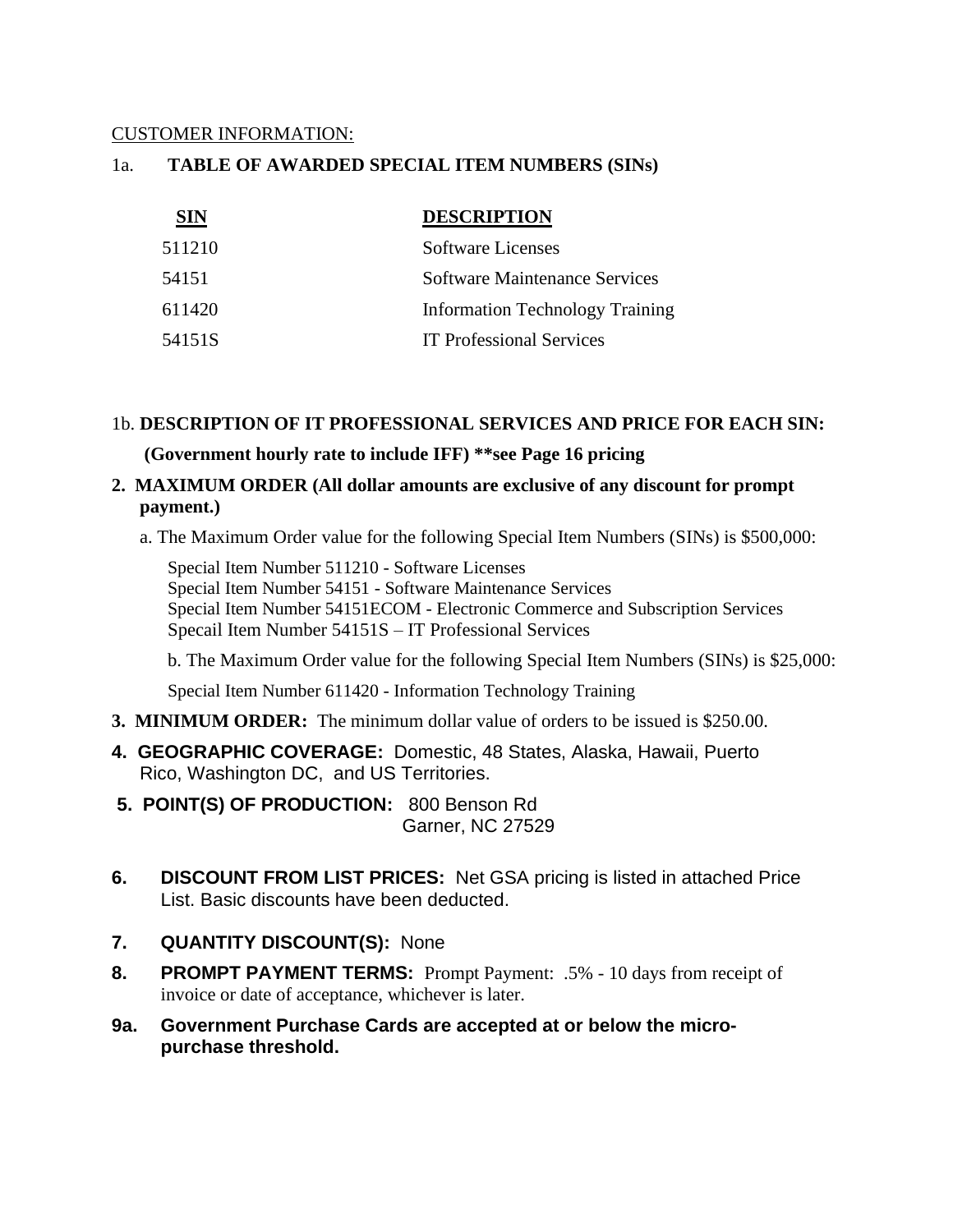CUSTOMER INFORMATION:

1a. **TABLE OF AWARDED SPECIAL ITEM NUMBERS (SINs)**

| SIN | DESCRIPTION |
|---|---|
| 511210 | Software Licenses |
| 54151 | Software Maintenance Services |
| 611420 | Information Technology Training |
| 54151S | IT Professional Services |

1b. **DESCRIPTION OF IT PROFESSIONAL SERVICES AND PRICE FOR EACH SIN:**

**(Government hourly rate to include IFF) **see Page 16 pricing**

**2. MAXIMUM ORDER (All dollar amounts are exclusive of any discount for prompt payment.)**

a. The Maximum Order value for the following Special Item Numbers (SINs) is $500,000:

Special Item Number 511210 - Software Licenses
Special Item Number 54151 - Software Maintenance Services
Special Item Number 54151ECOM - Electronic Commerce and Subscription Services
Specail Item Number 54151S – IT Professional Services

b. The Maximum Order value for the following Special Item Numbers (SINs) is $25,000:

Special Item Number 611420 - Information Technology Training

**3. MINIMUM ORDER:** The minimum dollar value of orders to be issued is $250.00.

**4. GEOGRAPHIC COVERAGE:** Domestic, 48 States, Alaska, Hawaii, Puerto Rico, Washington DC, and US Territories.

**5. POINT(S) OF PRODUCTION:** 800 Benson Rd
Garner, NC 27529

**6. DISCOUNT FROM LIST PRICES:** Net GSA pricing is listed in attached Price List. Basic discounts have been deducted.

**7. QUANTITY DISCOUNT(S):** None

**8. PROMPT PAYMENT TERMS:** Prompt Payment: .5% - 10 days from receipt of invoice or date of acceptance, whichever is later.

**9a. Government Purchase Cards are accepted at or below the micro-purchase threshold.**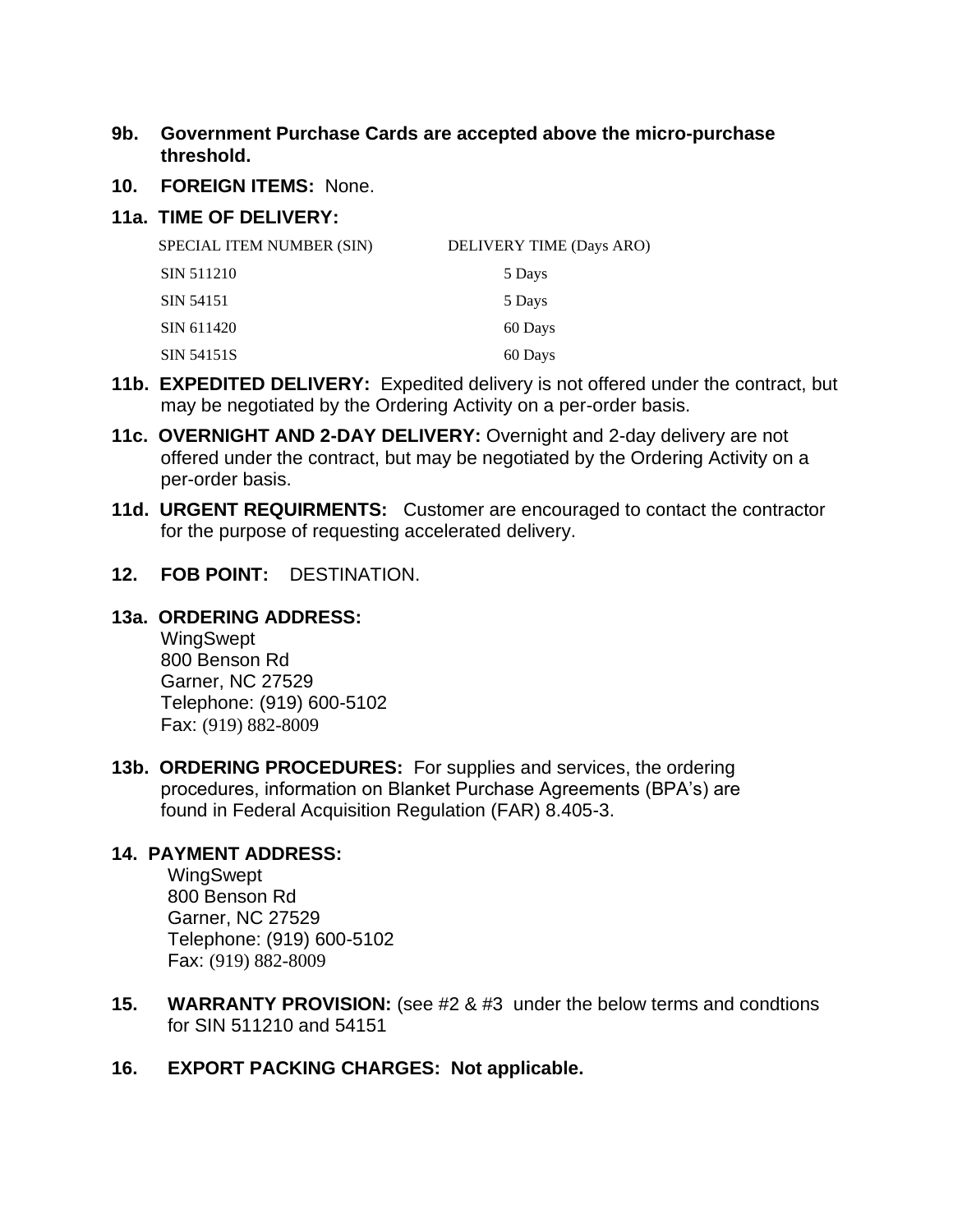**9b. Government Purchase Cards are accepted above the micro-purchase threshold.**

**10. FOREIGN ITEMS:** None.

**11a. TIME OF DELIVERY:**

| SPECIAL ITEM NUMBER (SIN) | DELIVERY TIME (Days ARO) |
|---|---|
| SIN 511210 | 5 Days |
| SIN 54151 | 5 Days |
| SIN 611420 | 60 Days |
| SIN 54151S | 60 Days |

**11b. EXPEDITED DELIVERY:** Expedited delivery is not offered under the contract, but may be negotiated by the Ordering Activity on a per-order basis.

**11c. OVERNIGHT AND 2-DAY DELIVERY:** Overnight and 2-day delivery are not offered under the contract, but may be negotiated by the Ordering Activity on a per-order basis.

**11d. URGENT REQUIRMENTS:** Customer are encouraged to contact the contractor for the purpose of requesting accelerated delivery.

**12. FOB POINT:** DESTINATION.

**13a. ORDERING ADDRESS:**

WingSwept
800 Benson Rd
Garner, NC 27529
Telephone: (919) 600-5102
Fax: (919) 882-8009

**13b. ORDERING PROCEDURES:** For supplies and services, the ordering procedures, information on Blanket Purchase Agreements (BPA's) are found in Federal Acquisition Regulation (FAR) 8.405-3.

**14. PAYMENT ADDRESS:**

WingSwept
800 Benson Rd
Garner, NC 27529
Telephone: (919) 600-5102
Fax: (919) 882-8009

**15. WARRANTY PROVISION:** (see #2 & #3 under the below terms and condtions for SIN 511210 and 54151

**16. EXPORT PACKING CHARGES: Not applicable.**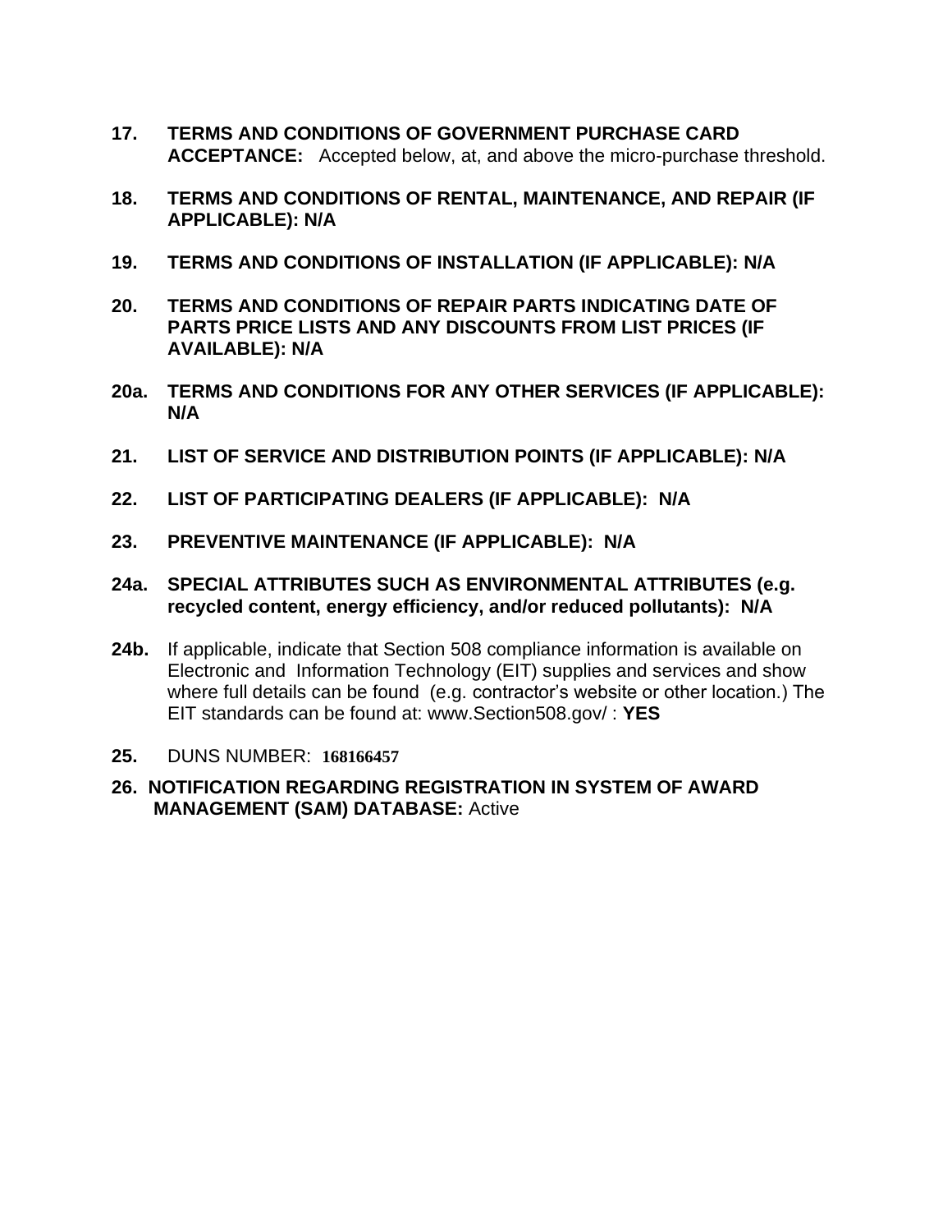**17. TERMS AND CONDITIONS OF GOVERNMENT PURCHASE CARD ACCEPTANCE:** Accepted below, at, and above the micro-purchase threshold.

**18. TERMS AND CONDITIONS OF RENTAL, MAINTENANCE, AND REPAIR (IF APPLICABLE): N/A**

**19. TERMS AND CONDITIONS OF INSTALLATION (IF APPLICABLE): N/A**

**20. TERMS AND CONDITIONS OF REPAIR PARTS INDICATING DATE OF PARTS PRICE LISTS AND ANY DISCOUNTS FROM LIST PRICES (IF AVAILABLE): N/A**

**20a. TERMS AND CONDITIONS FOR ANY OTHER SERVICES (IF APPLICABLE): N/A**

**21. LIST OF SERVICE AND DISTRIBUTION POINTS (IF APPLICABLE): N/A**

**22. LIST OF PARTICIPATING DEALERS (IF APPLICABLE): N/A**

**23. PREVENTIVE MAINTENANCE (IF APPLICABLE): N/A**

**24a. SPECIAL ATTRIBUTES SUCH AS ENVIRONMENTAL ATTRIBUTES (e.g. recycled content, energy efficiency, and/or reduced pollutants): N/A**

**24b.** If applicable, indicate that Section 508 compliance information is available on Electronic and Information Technology (EIT) supplies and services and show where full details can be found (e.g. contractor's website or other location.) The EIT standards can be found at: www.Section508.gov/ : **YES**

**25.** DUNS NUMBER: **168166457**

**26. NOTIFICATION REGARDING REGISTRATION IN SYSTEM OF AWARD MANAGEMENT (SAM) DATABASE:** Active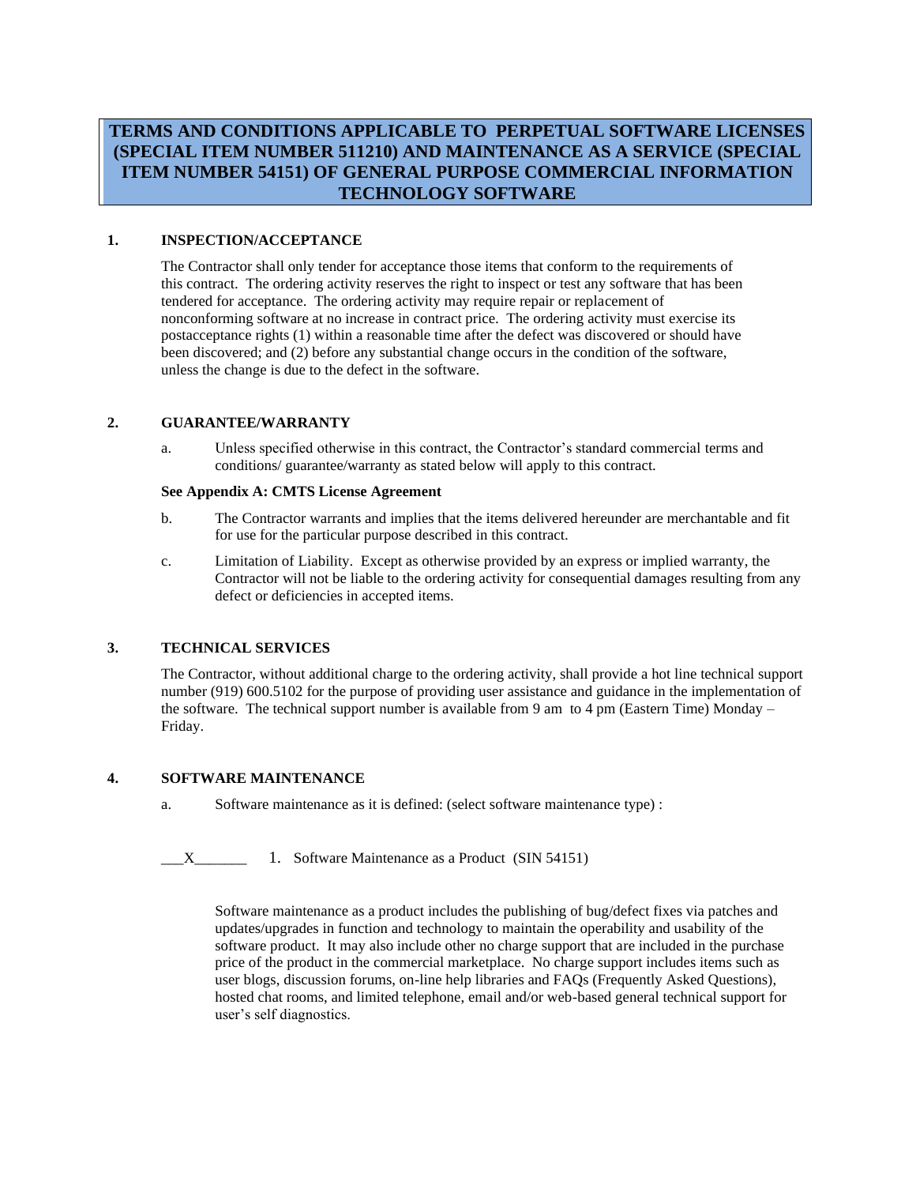# TERMS AND CONDITIONS APPLICABLE TO PERPETUAL SOFTWARE LICENSES (SPECIAL ITEM NUMBER 511210) AND MAINTENANCE AS A SERVICE (SPECIAL ITEM NUMBER 54151) OF GENERAL PURPOSE COMMERCIAL INFORMATION TECHNOLOGY SOFTWARE

## 1. INSPECTION/ACCEPTANCE

The Contractor shall only tender for acceptance those items that conform to the requirements of this contract. The ordering activity reserves the right to inspect or test any software that has been tendered for acceptance. The ordering activity may require repair or replacement of nonconforming software at no increase in contract price. The ordering activity must exercise its postacceptance rights (1) within a reasonable time after the defect was discovered or should have been discovered; and (2) before any substantial change occurs in the condition of the software, unless the change is due to the defect in the software.

## 2. GUARANTEE/WARRANTY

a. Unless specified otherwise in this contract, the Contractor's standard commercial terms and conditions/ guarantee/warranty as stated below will apply to this contract.

**See Appendix A: CMTS License Agreement**

b. The Contractor warrants and implies that the items delivered hereunder are merchantable and fit for use for the particular purpose described in this contract.

c. Limitation of Liability. Except as otherwise provided by an express or implied warranty, the Contractor will not be liable to the ordering activity for consequential damages resulting from any defect or deficiencies in accepted items.

## 3. TECHNICAL SERVICES

The Contractor, without additional charge to the ordering activity, shall provide a hot line technical support number (919) 600.5102 for the purpose of providing user assistance and guidance in the implementation of the software. The technical support number is available from 9 am to 4 pm (Eastern Time) Monday – Friday.

## 4. SOFTWARE MAINTENANCE

a. Software maintenance as it is defined: (select software maintenance type) :

\_\_\_X\_\_\_\_\_\_\_ 1. Software Maintenance as a Product (SIN 54151)

Software maintenance as a product includes the publishing of bug/defect fixes via patches and updates/upgrades in function and technology to maintain the operability and usability of the software product. It may also include other no charge support that are included in the purchase price of the product in the commercial marketplace. No charge support includes items such as user blogs, discussion forums, on-line help libraries and FAQs (Frequently Asked Questions), hosted chat rooms, and limited telephone, email and/or web-based general technical support for user's self diagnostics.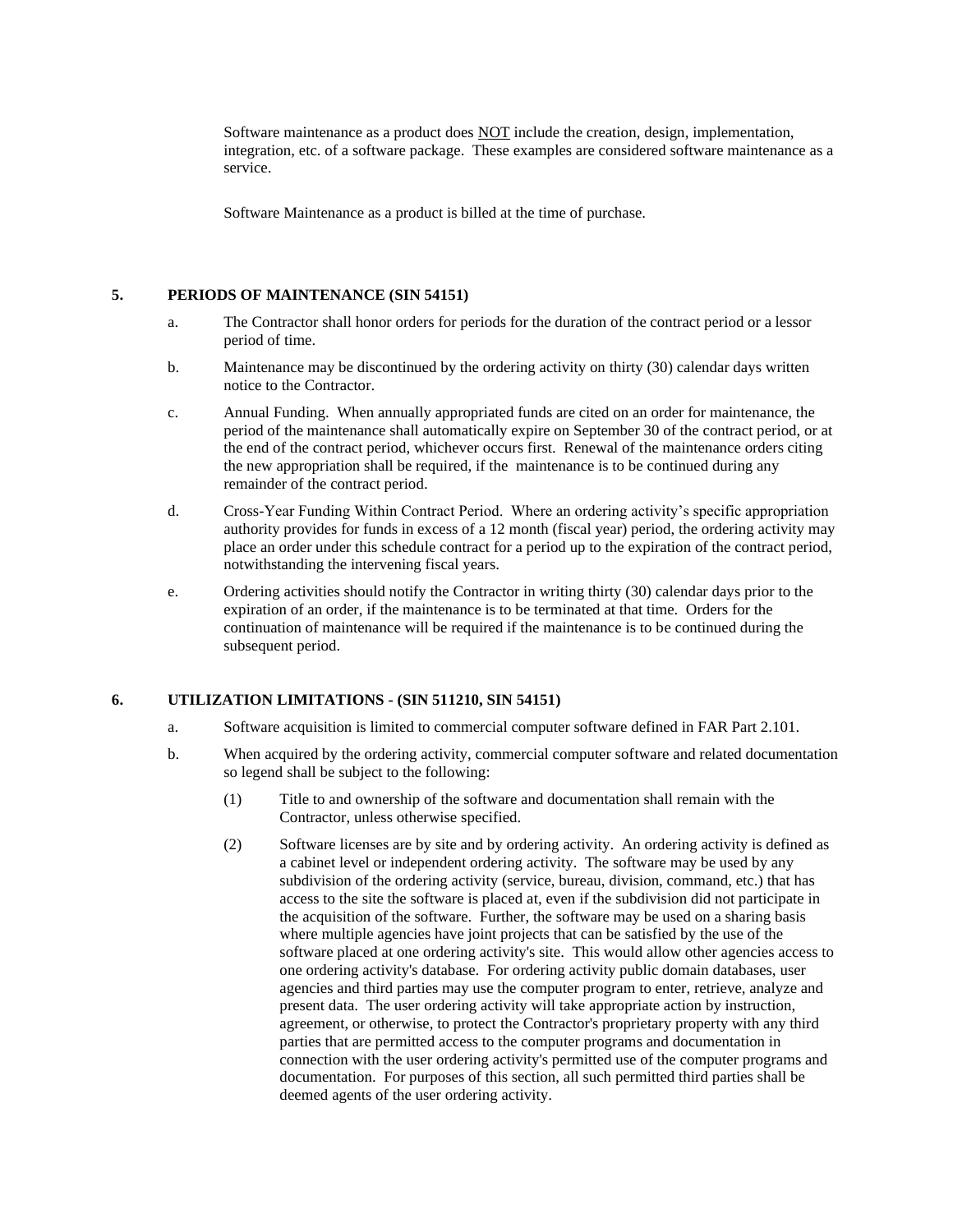Software maintenance as a product does NOT include the creation, design, implementation, integration, etc. of a software package. These examples are considered software maintenance as a service.

Software Maintenance as a product is billed at the time of purchase.

## 5. PERIODS OF MAINTENANCE (SIN 54151)

a. The Contractor shall honor orders for periods for the duration of the contract period or a lessor period of time.

b. Maintenance may be discontinued by the ordering activity on thirty (30) calendar days written notice to the Contractor.

c. Annual Funding. When annually appropriated funds are cited on an order for maintenance, the period of the maintenance shall automatically expire on September 30 of the contract period, or at the end of the contract period, whichever occurs first. Renewal of the maintenance orders citing the new appropriation shall be required, if the maintenance is to be continued during any remainder of the contract period.

d. Cross-Year Funding Within Contract Period. Where an ordering activity's specific appropriation authority provides for funds in excess of a 12 month (fiscal year) period, the ordering activity may place an order under this schedule contract for a period up to the expiration of the contract period, notwithstanding the intervening fiscal years.

e. Ordering activities should notify the Contractor in writing thirty (30) calendar days prior to the expiration of an order, if the maintenance is to be terminated at that time. Orders for the continuation of maintenance will be required if the maintenance is to be continued during the subsequent period.

## 6. UTILIZATION LIMITATIONS - (SIN 511210, SIN 54151)

a. Software acquisition is limited to commercial computer software defined in FAR Part 2.101.

b. When acquired by the ordering activity, commercial computer software and related documentation so legend shall be subject to the following:

(1) Title to and ownership of the software and documentation shall remain with the Contractor, unless otherwise specified.

(2) Software licenses are by site and by ordering activity. An ordering activity is defined as a cabinet level or independent ordering activity. The software may be used by any subdivision of the ordering activity (service, bureau, division, command, etc.) that has access to the site the software is placed at, even if the subdivision did not participate in the acquisition of the software. Further, the software may be used on a sharing basis where multiple agencies have joint projects that can be satisfied by the use of the software placed at one ordering activity's site. This would allow other agencies access to one ordering activity's database. For ordering activity public domain databases, user agencies and third parties may use the computer program to enter, retrieve, analyze and present data. The user ordering activity will take appropriate action by instruction, agreement, or otherwise, to protect the Contractor's proprietary property with any third parties that are permitted access to the computer programs and documentation in connection with the user ordering activity's permitted use of the computer programs and documentation. For purposes of this section, all such permitted third parties shall be deemed agents of the user ordering activity.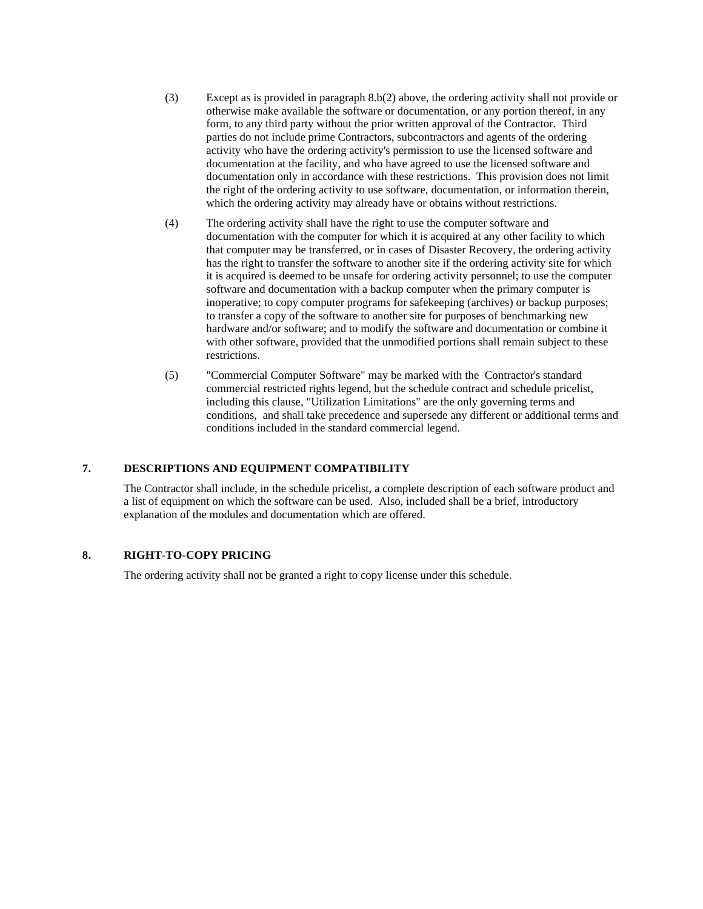(3) Except as is provided in paragraph 8.b(2) above, the ordering activity shall not provide or otherwise make available the software or documentation, or any portion thereof, in any form, to any third party without the prior written approval of the Contractor. Third parties do not include prime Contractors, subcontractors and agents of the ordering activity who have the ordering activity's permission to use the licensed software and documentation at the facility, and who have agreed to use the licensed software and documentation only in accordance with these restrictions. This provision does not limit the right of the ordering activity to use software, documentation, or information therein, which the ordering activity may already have or obtains without restrictions.

(4) The ordering activity shall have the right to use the computer software and documentation with the computer for which it is acquired at any other facility to which that computer may be transferred, or in cases of Disaster Recovery, the ordering activity has the right to transfer the software to another site if the ordering activity site for which it is acquired is deemed to be unsafe for ordering activity personnel; to use the computer software and documentation with a backup computer when the primary computer is inoperative; to copy computer programs for safekeeping (archives) or backup purposes; to transfer a copy of the software to another site for purposes of benchmarking new hardware and/or software; and to modify the software and documentation or combine it with other software, provided that the unmodified portions shall remain subject to these restrictions.

(5) "Commercial Computer Software" may be marked with the Contractor's standard commercial restricted rights legend, but the schedule contract and schedule pricelist, including this clause, "Utilization Limitations" are the only governing terms and conditions, and shall take precedence and supersede any different or additional terms and conditions included in the standard commercial legend.

## 7. DESCRIPTIONS AND EQUIPMENT COMPATIBILITY

The Contractor shall include, in the schedule pricelist, a complete description of each software product and a list of equipment on which the software can be used. Also, included shall be a brief, introductory explanation of the modules and documentation which are offered.

## 8. RIGHT-TO-COPY PRICING

The ordering activity shall not be granted a right to copy license under this schedule.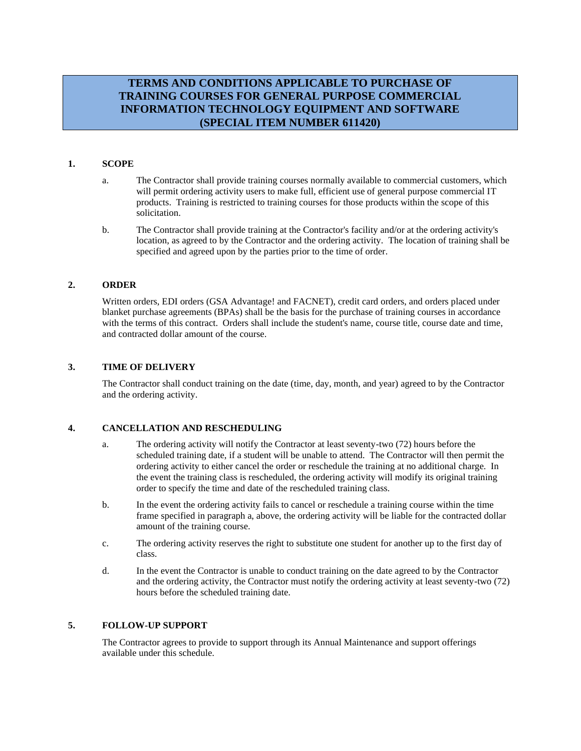# TERMS AND CONDITIONS APPLICABLE TO PURCHASE OF TRAINING COURSES FOR GENERAL PURPOSE COMMERCIAL INFORMATION TECHNOLOGY EQUIPMENT AND SOFTWARE (SPECIAL ITEM NUMBER 611420)

## 1. SCOPE

a. The Contractor shall provide training courses normally available to commercial customers, which will permit ordering activity users to make full, efficient use of general purpose commercial IT products. Training is restricted to training courses for those products within the scope of this solicitation.

b. The Contractor shall provide training at the Contractor's facility and/or at the ordering activity's location, as agreed to by the Contractor and the ordering activity. The location of training shall be specified and agreed upon by the parties prior to the time of order.

## 2. ORDER

Written orders, EDI orders (GSA Advantage! and FACNET), credit card orders, and orders placed under blanket purchase agreements (BPAs) shall be the basis for the purchase of training courses in accordance with the terms of this contract. Orders shall include the student's name, course title, course date and time, and contracted dollar amount of the course.

## 3. TIME OF DELIVERY

The Contractor shall conduct training on the date (time, day, month, and year) agreed to by the Contractor and the ordering activity.

## 4. CANCELLATION AND RESCHEDULING

a. The ordering activity will notify the Contractor at least seventy-two (72) hours before the scheduled training date, if a student will be unable to attend. The Contractor will then permit the ordering activity to either cancel the order or reschedule the training at no additional charge. In the event the training class is rescheduled, the ordering activity will modify its original training order to specify the time and date of the rescheduled training class.

b. In the event the ordering activity fails to cancel or reschedule a training course within the time frame specified in paragraph a, above, the ordering activity will be liable for the contracted dollar amount of the training course.

c. The ordering activity reserves the right to substitute one student for another up to the first day of class.

d. In the event the Contractor is unable to conduct training on the date agreed to by the Contractor and the ordering activity, the Contractor must notify the ordering activity at least seventy-two (72) hours before the scheduled training date.

## 5. FOLLOW-UP SUPPORT

The Contractor agrees to provide to support through its Annual Maintenance and support offerings available under this schedule.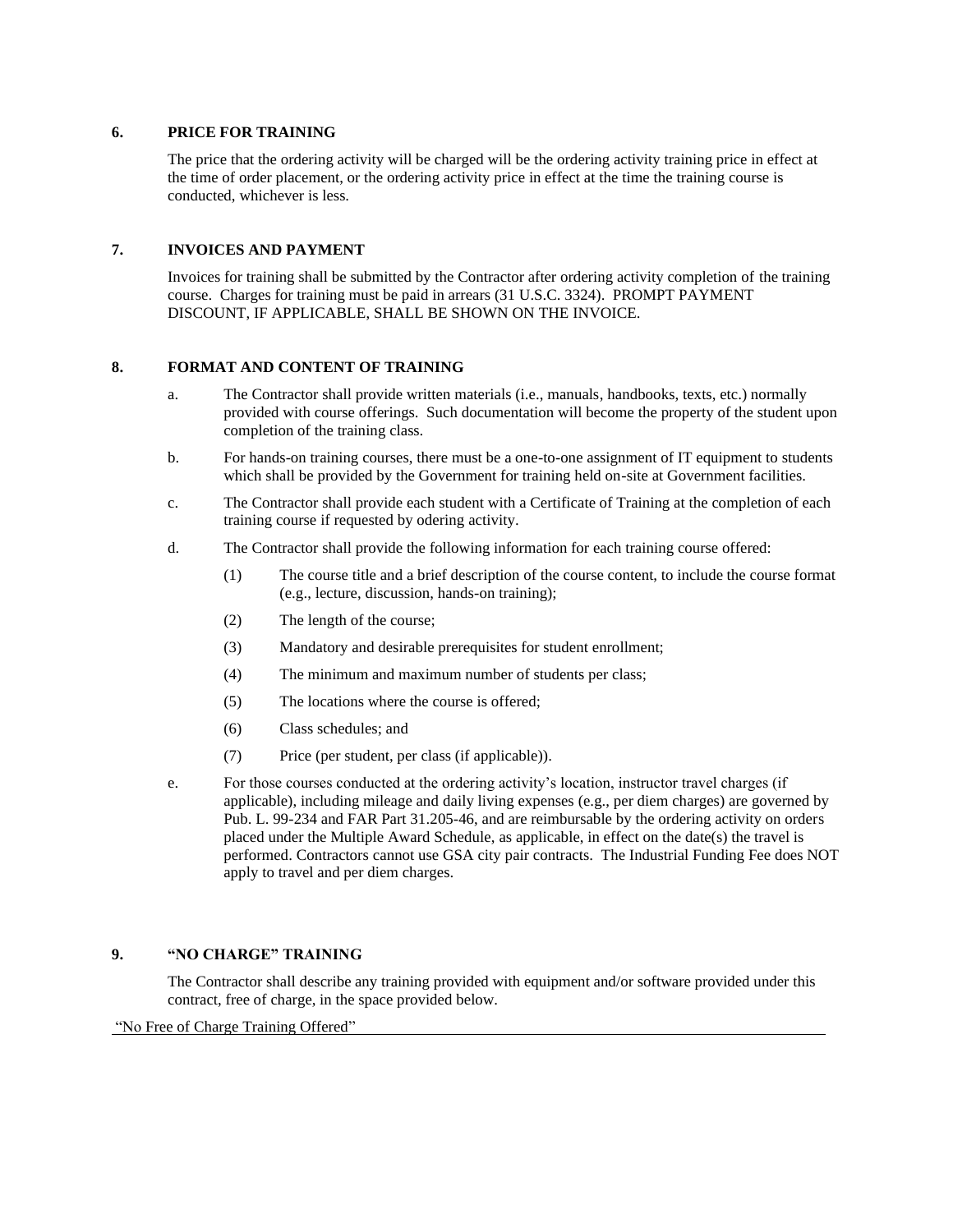### 6. PRICE FOR TRAINING

The price that the ordering activity will be charged will be the ordering activity training price in effect at the time of order placement, or the ordering activity price in effect at the time the training course is conducted, whichever is less.

### 7. INVOICES AND PAYMENT

Invoices for training shall be submitted by the Contractor after ordering activity completion of the training course. Charges for training must be paid in arrears (31 U.S.C. 3324). PROMPT PAYMENT DISCOUNT, IF APPLICABLE, SHALL BE SHOWN ON THE INVOICE.

### 8. FORMAT AND CONTENT OF TRAINING

a. The Contractor shall provide written materials (i.e., manuals, handbooks, texts, etc.) normally provided with course offerings. Such documentation will become the property of the student upon completion of the training class.

b. For hands-on training courses, there must be a one-to-one assignment of IT equipment to students which shall be provided by the Government for training held on-site at Government facilities.

c. The Contractor shall provide each student with a Certificate of Training at the completion of each training course if requested by odering activity.

d. The Contractor shall provide the following information for each training course offered:

(1) The course title and a brief description of the course content, to include the course format (e.g., lecture, discussion, hands-on training);

(2) The length of the course;

(3) Mandatory and desirable prerequisites for student enrollment;

(4) The minimum and maximum number of students per class;

(5) The locations where the course is offered;

(6) Class schedules; and

(7) Price (per student, per class (if applicable)).

e. For those courses conducted at the ordering activity's location, instructor travel charges (if applicable), including mileage and daily living expenses (e.g., per diem charges) are governed by Pub. L. 99-234 and FAR Part 31.205-46, and are reimbursable by the ordering activity on orders placed under the Multiple Award Schedule, as applicable, in effect on the date(s) the travel is performed. Contractors cannot use GSA city pair contracts. The Industrial Funding Fee does NOT apply to travel and per diem charges.

### 9. "NO CHARGE" TRAINING

The Contractor shall describe any training provided with equipment and/or software provided under this contract, free of charge, in the space provided below.

"No Free of Charge Training Offered"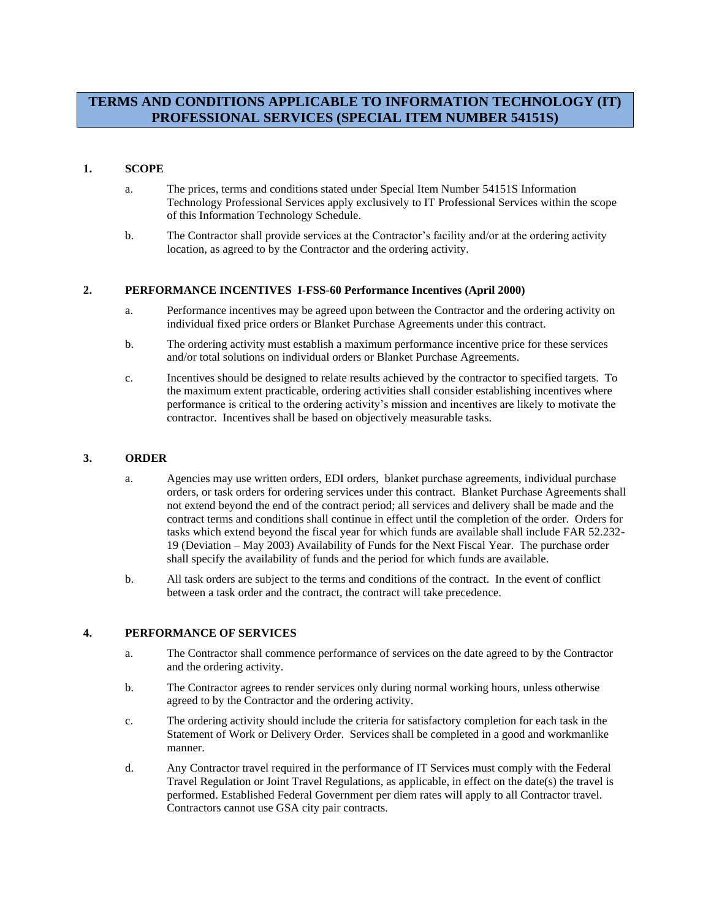# TERMS AND CONDITIONS APPLICABLE TO INFORMATION TECHNOLOGY (IT) PROFESSIONAL SERVICES (SPECIAL ITEM NUMBER 54151S)

## 1. SCOPE

a. The prices, terms and conditions stated under Special Item Number 54151S Information Technology Professional Services apply exclusively to IT Professional Services within the scope of this Information Technology Schedule.

b. The Contractor shall provide services at the Contractor's facility and/or at the ordering activity location, as agreed to by the Contractor and the ordering activity.

## 2. PERFORMANCE INCENTIVES I-FSS-60 Performance Incentives (April 2000)

a. Performance incentives may be agreed upon between the Contractor and the ordering activity on individual fixed price orders or Blanket Purchase Agreements under this contract.

b. The ordering activity must establish a maximum performance incentive price for these services and/or total solutions on individual orders or Blanket Purchase Agreements.

c. Incentives should be designed to relate results achieved by the contractor to specified targets. To the maximum extent practicable, ordering activities shall consider establishing incentives where performance is critical to the ordering activity's mission and incentives are likely to motivate the contractor. Incentives shall be based on objectively measurable tasks.

## 3. ORDER

a. Agencies may use written orders, EDI orders, blanket purchase agreements, individual purchase orders, or task orders for ordering services under this contract. Blanket Purchase Agreements shall not extend beyond the end of the contract period; all services and delivery shall be made and the contract terms and conditions shall continue in effect until the completion of the order. Orders for tasks which extend beyond the fiscal year for which funds are available shall include FAR 52.232-19 (Deviation – May 2003) Availability of Funds for the Next Fiscal Year. The purchase order shall specify the availability of funds and the period for which funds are available.

b. All task orders are subject to the terms and conditions of the contract. In the event of conflict between a task order and the contract, the contract will take precedence.

## 4. PERFORMANCE OF SERVICES

a. The Contractor shall commence performance of services on the date agreed to by the Contractor and the ordering activity.

b. The Contractor agrees to render services only during normal working hours, unless otherwise agreed to by the Contractor and the ordering activity.

c. The ordering activity should include the criteria for satisfactory completion for each task in the Statement of Work or Delivery Order. Services shall be completed in a good and workmanlike manner.

d. Any Contractor travel required in the performance of IT Services must comply with the Federal Travel Regulation or Joint Travel Regulations, as applicable, in effect on the date(s) the travel is performed. Established Federal Government per diem rates will apply to all Contractor travel. Contractors cannot use GSA city pair contracts.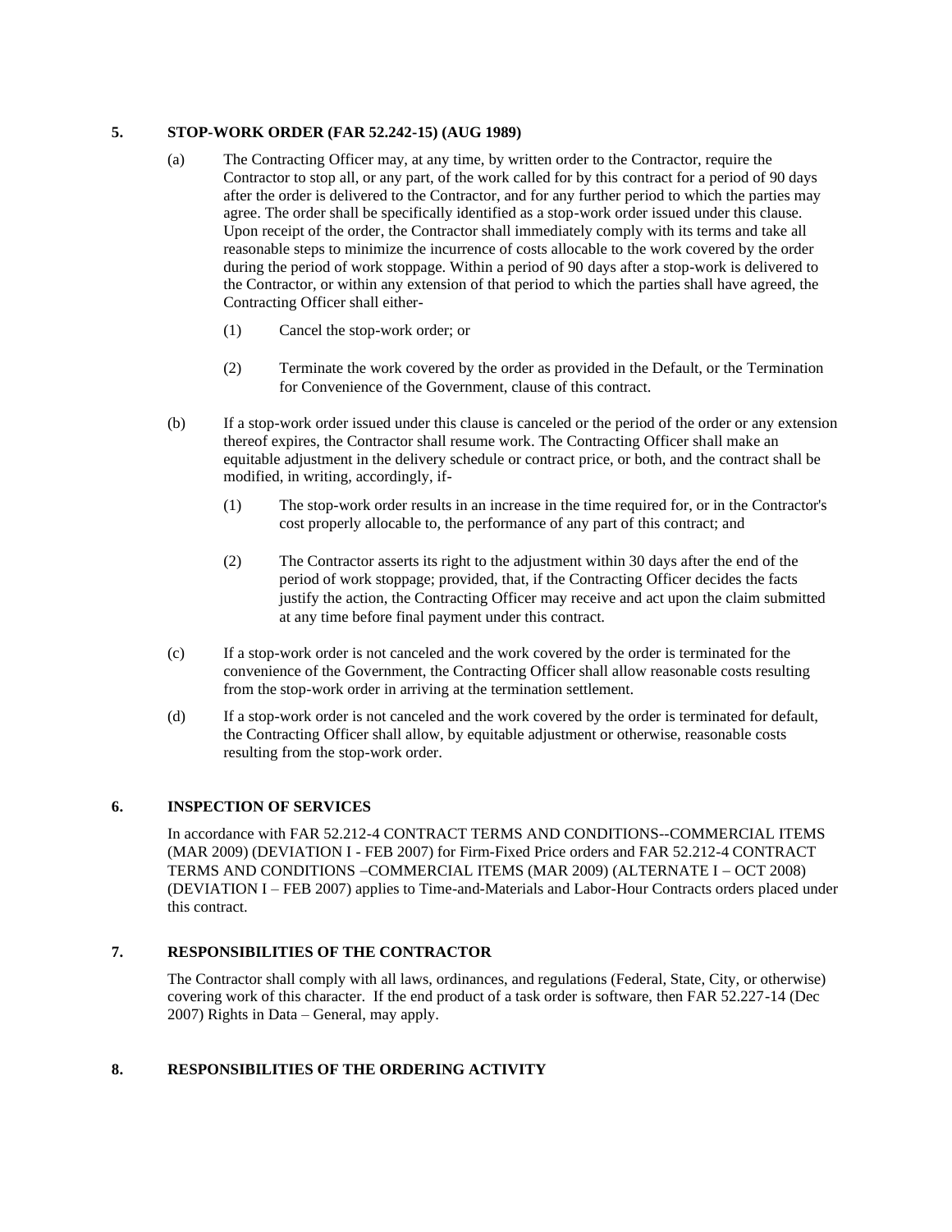## 5. STOP-WORK ORDER (FAR 52.242-15) (AUG 1989)

(a) The Contracting Officer may, at any time, by written order to the Contractor, require the Contractor to stop all, or any part, of the work called for by this contract for a period of 90 days after the order is delivered to the Contractor, and for any further period to which the parties may agree. The order shall be specifically identified as a stop-work order issued under this clause. Upon receipt of the order, the Contractor shall immediately comply with its terms and take all reasonable steps to minimize the incurrence of costs allocable to the work covered by the order during the period of work stoppage. Within a period of 90 days after a stop-work is delivered to the Contractor, or within any extension of that period to which the parties shall have agreed, the Contracting Officer shall either-

(1) Cancel the stop-work order; or

(2) Terminate the work covered by the order as provided in the Default, or the Termination for Convenience of the Government, clause of this contract.

(b) If a stop-work order issued under this clause is canceled or the period of the order or any extension thereof expires, the Contractor shall resume work. The Contracting Officer shall make an equitable adjustment in the delivery schedule or contract price, or both, and the contract shall be modified, in writing, accordingly, if-

(1) The stop-work order results in an increase in the time required for, or in the Contractor's cost properly allocable to, the performance of any part of this contract; and

(2) The Contractor asserts its right to the adjustment within 30 days after the end of the period of work stoppage; provided, that, if the Contracting Officer decides the facts justify the action, the Contracting Officer may receive and act upon the claim submitted at any time before final payment under this contract.

(c) If a stop-work order is not canceled and the work covered by the order is terminated for the convenience of the Government, the Contracting Officer shall allow reasonable costs resulting from the stop-work order in arriving at the termination settlement.

(d) If a stop-work order is not canceled and the work covered by the order is terminated for default, the Contracting Officer shall allow, by equitable adjustment or otherwise, reasonable costs resulting from the stop-work order.

## 6. INSPECTION OF SERVICES

In accordance with FAR 52.212-4 CONTRACT TERMS AND CONDITIONS--COMMERCIAL ITEMS (MAR 2009) (DEVIATION I - FEB 2007) for Firm-Fixed Price orders and FAR 52.212-4 CONTRACT TERMS AND CONDITIONS –COMMERCIAL ITEMS (MAR 2009) (ALTERNATE I – OCT 2008) (DEVIATION I – FEB 2007) applies to Time-and-Materials and Labor-Hour Contracts orders placed under this contract.

## 7. RESPONSIBILITIES OF THE CONTRACTOR

The Contractor shall comply with all laws, ordinances, and regulations (Federal, State, City, or otherwise) covering work of this character. If the end product of a task order is software, then FAR 52.227-14 (Dec 2007) Rights in Data – General, may apply.

## 8. RESPONSIBILITIES OF THE ORDERING ACTIVITY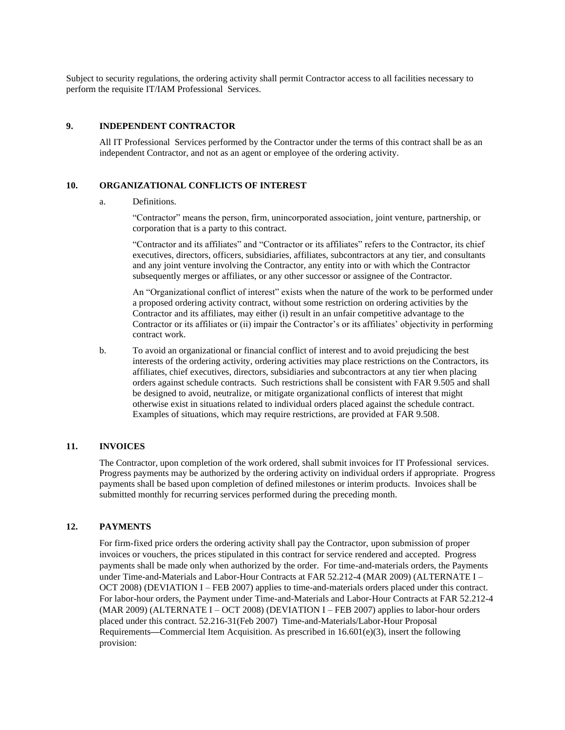Subject to security regulations, the ordering activity shall permit Contractor access to all facilities necessary to perform the requisite IT/IAM Professional Services.

## 9. INDEPENDENT CONTRACTOR

All IT Professional Services performed by the Contractor under the terms of this contract shall be as an independent Contractor, and not as an agent or employee of the ordering activity.

## 10. ORGANIZATIONAL CONFLICTS OF INTEREST

a. Definitions.

"Contractor" means the person, firm, unincorporated association, joint venture, partnership, or corporation that is a party to this contract.

"Contractor and its affiliates" and "Contractor or its affiliates" refers to the Contractor, its chief executives, directors, officers, subsidiaries, affiliates, subcontractors at any tier, and consultants and any joint venture involving the Contractor, any entity into or with which the Contractor subsequently merges or affiliates, or any other successor or assignee of the Contractor.

An "Organizational conflict of interest" exists when the nature of the work to be performed under a proposed ordering activity contract, without some restriction on ordering activities by the Contractor and its affiliates, may either (i) result in an unfair competitive advantage to the Contractor or its affiliates or (ii) impair the Contractor's or its affiliates' objectivity in performing contract work.

b. To avoid an organizational or financial conflict of interest and to avoid prejudicing the best interests of the ordering activity, ordering activities may place restrictions on the Contractors, its affiliates, chief executives, directors, subsidiaries and subcontractors at any tier when placing orders against schedule contracts. Such restrictions shall be consistent with FAR 9.505 and shall be designed to avoid, neutralize, or mitigate organizational conflicts of interest that might otherwise exist in situations related to individual orders placed against the schedule contract. Examples of situations, which may require restrictions, are provided at FAR 9.508.

## 11. INVOICES

The Contractor, upon completion of the work ordered, shall submit invoices for IT Professional services. Progress payments may be authorized by the ordering activity on individual orders if appropriate. Progress payments shall be based upon completion of defined milestones or interim products. Invoices shall be submitted monthly for recurring services performed during the preceding month.

## 12. PAYMENTS

For firm-fixed price orders the ordering activity shall pay the Contractor, upon submission of proper invoices or vouchers, the prices stipulated in this contract for service rendered and accepted. Progress payments shall be made only when authorized by the order. For time-and-materials orders, the Payments under Time-and-Materials and Labor-Hour Contracts at FAR 52.212-4 (MAR 2009) (ALTERNATE I – OCT 2008) (DEVIATION I – FEB 2007) applies to time-and-materials orders placed under this contract. For labor-hour orders, the Payment under Time-and-Materials and Labor-Hour Contracts at FAR 52.212-4 (MAR 2009) (ALTERNATE I – OCT 2008) (DEVIATION I – FEB 2007) applies to labor-hour orders placed under this contract. 52.216-31(Feb 2007) Time-and-Materials/Labor-Hour Proposal Requirements—Commercial Item Acquisition. As prescribed in 16.601(e)(3), insert the following provision: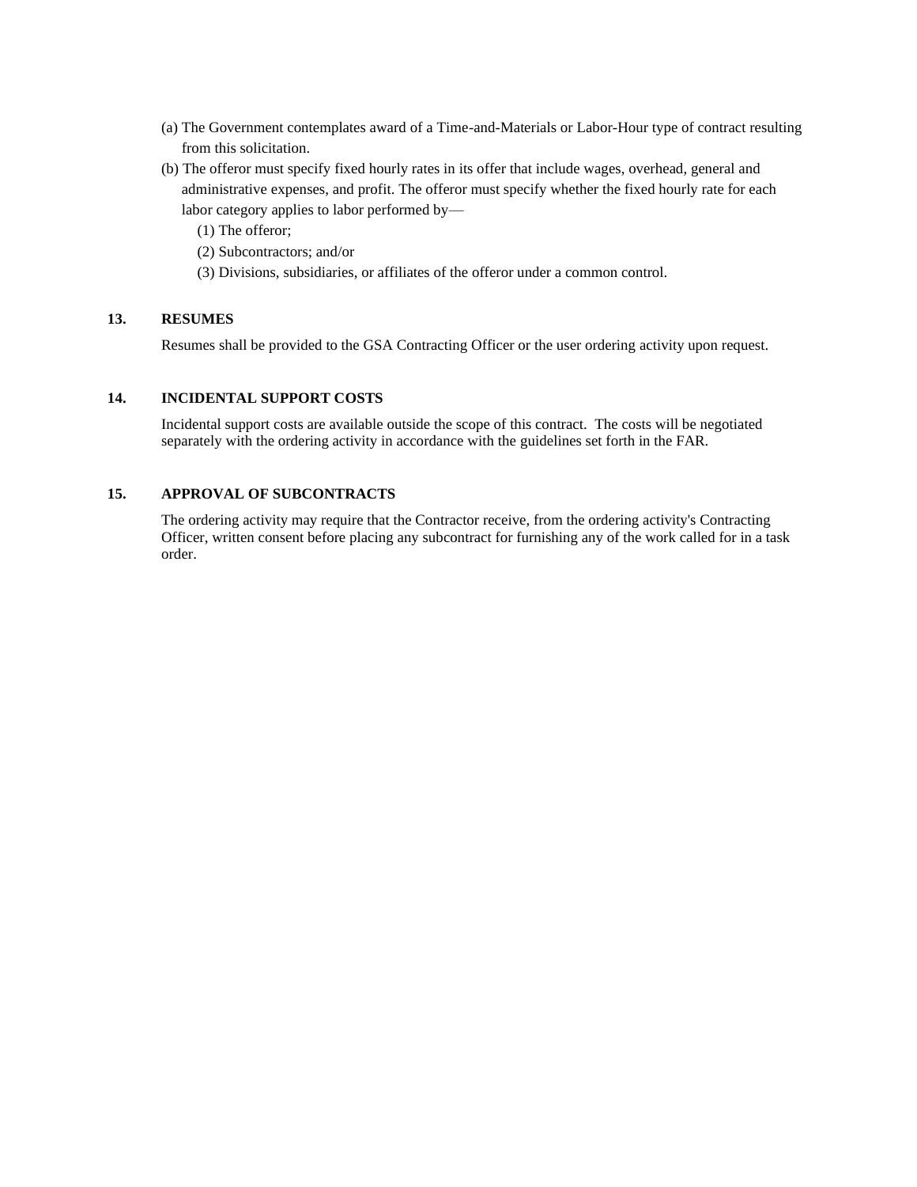(a) The Government contemplates award of a Time-and-Materials or Labor-Hour type of contract resulting from this solicitation.

(b) The offeror must specify fixed hourly rates in its offer that include wages, overhead, general and administrative expenses, and profit. The offeror must specify whether the fixed hourly rate for each labor category applies to labor performed by—

(1) The offeror;

(2) Subcontractors; and/or

(3) Divisions, subsidiaries, or affiliates of the offeror under a common control.

## 13. RESUMES

Resumes shall be provided to the GSA Contracting Officer or the user ordering activity upon request.

## 14. INCIDENTAL SUPPORT COSTS

Incidental support costs are available outside the scope of this contract. The costs will be negotiated separately with the ordering activity in accordance with the guidelines set forth in the FAR.

## 15. APPROVAL OF SUBCONTRACTS

The ordering activity may require that the Contractor receive, from the ordering activity's Contracting Officer, written consent before placing any subcontract for furnishing any of the work called for in a task order.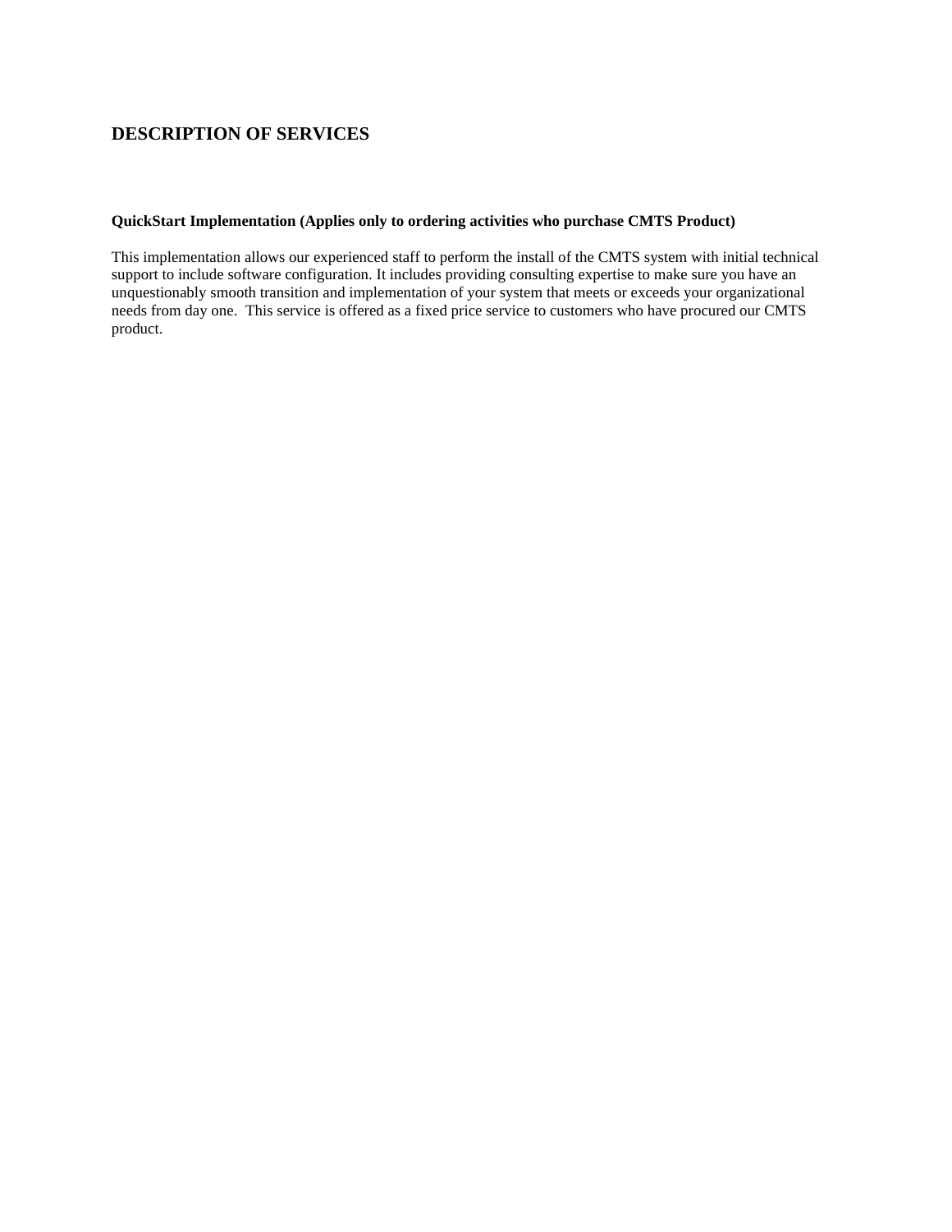# DESCRIPTION OF SERVICES

**QuickStart Implementation (Applies only to ordering activities who purchase CMTS Product)**

This implementation allows our experienced staff to perform the install of the CMTS system with initial technical support to include software configuration. It includes providing consulting expertise to make sure you have an unquestionably smooth transition and implementation of your system that meets or exceeds your organizational needs from day one. This service is offered as a fixed price service to customers who have procured our CMTS product.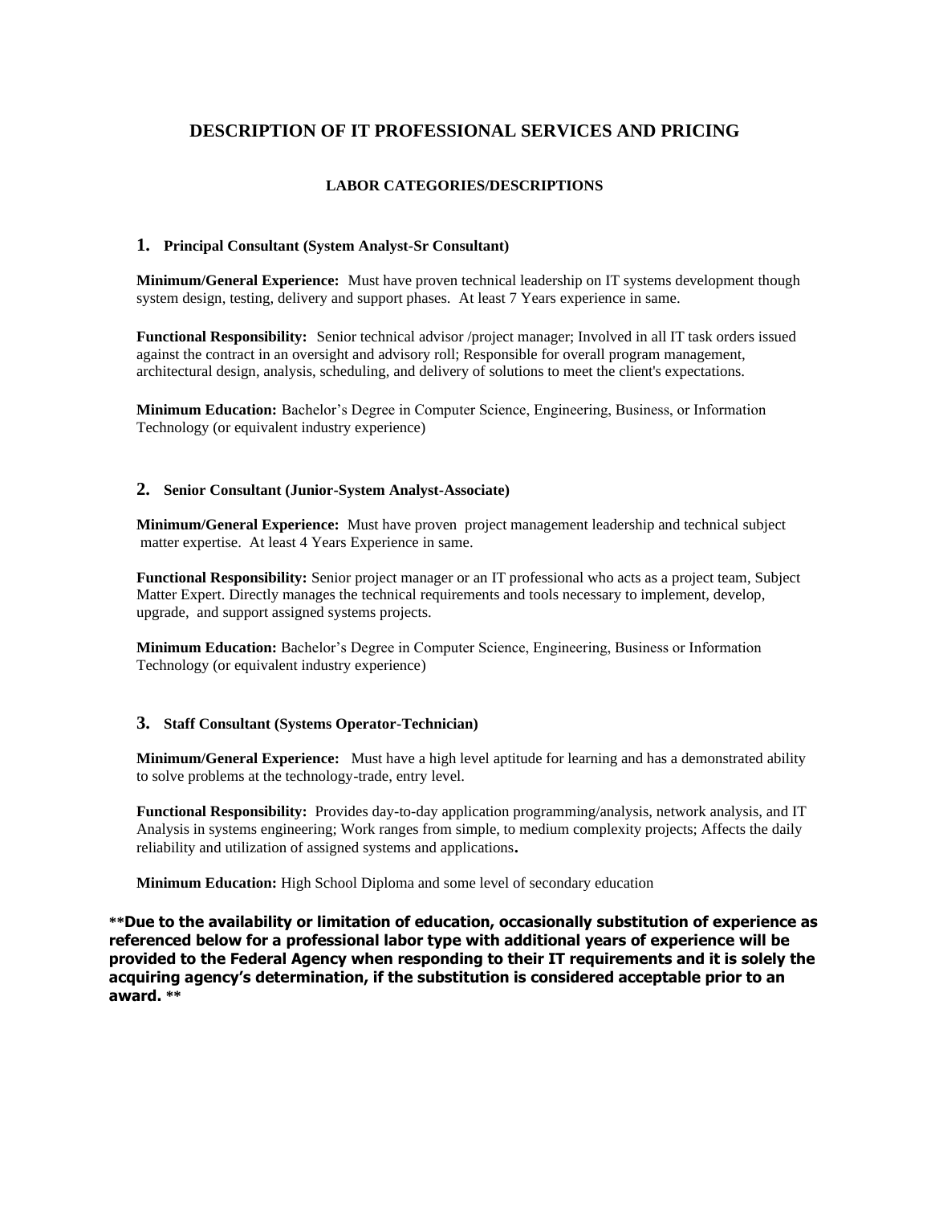# DESCRIPTION OF IT PROFESSIONAL SERVICES AND PRICING

## LABOR CATEGORIES/DESCRIPTIONS

### 1. Principal Consultant (System Analyst-Sr Consultant)

**Minimum/General Experience:** Must have proven technical leadership on IT systems development though system design, testing, delivery and support phases. At least 7 Years experience in same.

**Functional Responsibility:** Senior technical advisor /project manager; Involved in all IT task orders issued against the contract in an oversight and advisory roll; Responsible for overall program management, architectural design, analysis, scheduling, and delivery of solutions to meet the client's expectations.

**Minimum Education:** Bachelor's Degree in Computer Science, Engineering, Business, or Information Technology (or equivalent industry experience)

### 2. Senior Consultant (Junior-System Analyst-Associate)

**Minimum/General Experience:** Must have proven project management leadership and technical subject matter expertise. At least 4 Years Experience in same.

**Functional Responsibility:** Senior project manager or an IT professional who acts as a project team, Subject Matter Expert. Directly manages the technical requirements and tools necessary to implement, develop, upgrade, and support assigned systems projects.

**Minimum Education:** Bachelor's Degree in Computer Science, Engineering, Business or Information Technology (or equivalent industry experience)

### 3. Staff Consultant (Systems Operator-Technician)

**Minimum/General Experience:** Must have a high level aptitude for learning and has a demonstrated ability to solve problems at the technology-trade, entry level.

**Functional Responsibility:** Provides day-to-day application programming/analysis, network analysis, and IT Analysis in systems engineering; Work ranges from simple, to medium complexity projects; Affects the daily reliability and utilization of assigned systems and applications.

**Minimum Education:** High School Diploma and some level of secondary education

**\*\*Due to the availability or limitation of education, occasionally substitution of experience as referenced below for a professional labor type with additional years of experience will be provided to the Federal Agency when responding to their IT requirements and it is solely the acquiring agency's determination, if the substitution is considered acceptable prior to an award. \*\***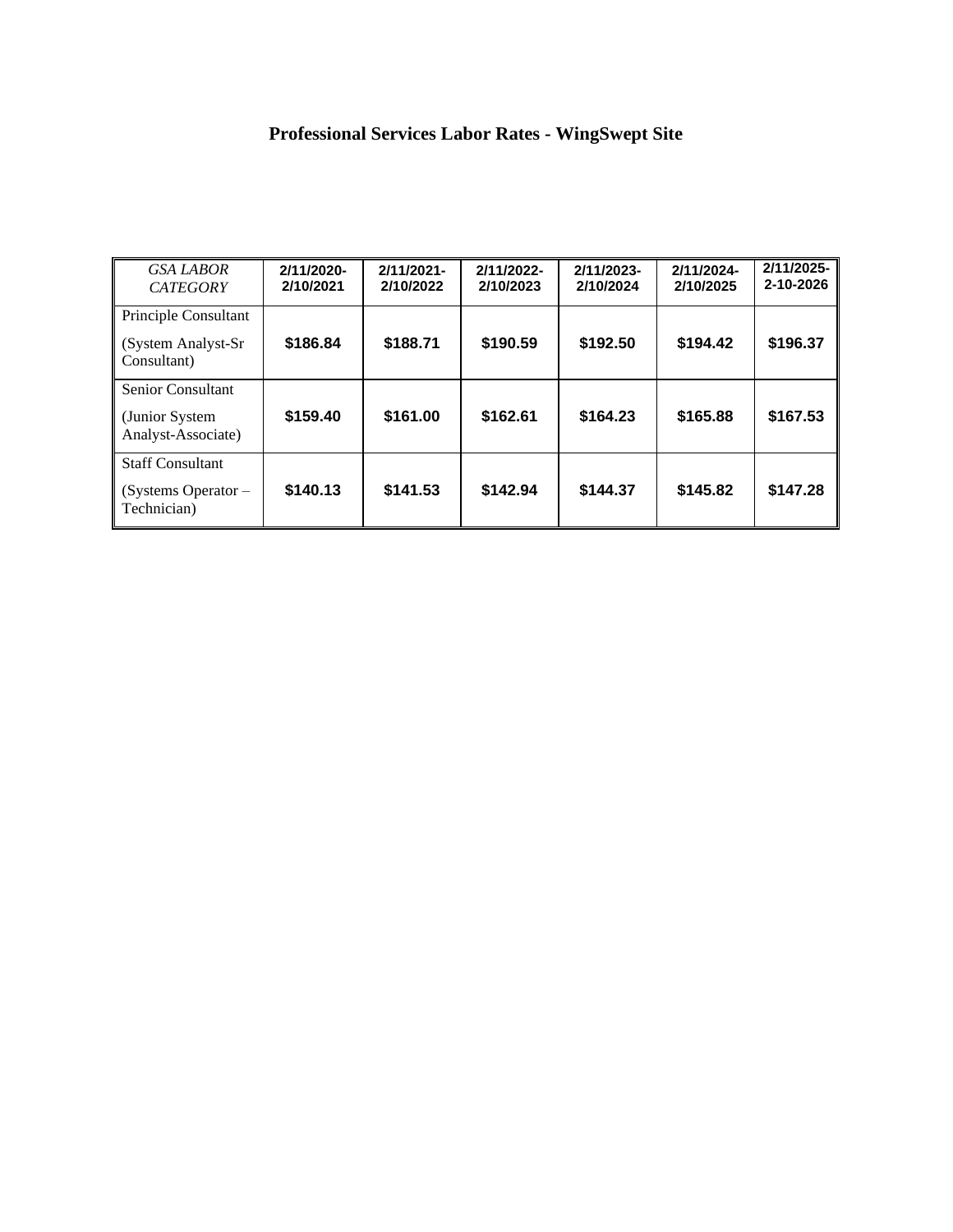# Professional Services Labor Rates - WingSwept Site

| *GSA LABOR CATEGORY* | 2/11/2020-2/10/2021 | 2/11/2021-2/10/2022 | 2/11/2022-2/10/2023 | 2/11/2023-2/10/2024 | 2/11/2024-2/10/2025 | 2/11/2025-2-10-2026 |
|---|---|---|---|---|---|---|
| Principle Consultant (System Analyst-Sr Consultant) | **$186.84** | **$188.71** | **$190.59** | **$192.50** | **$194.42** | **$196.37** |
| Senior Consultant (Junior System Analyst-Associate) | **$159.40** | **$161.00** | **$162.61** | **$164.23** | **$165.88** | **$167.53** |
| Staff Consultant (Systems Operator – Technician) | **$140.13** | **$141.53** | **$142.94** | **$144.37** | **$145.82** | **$147.28** |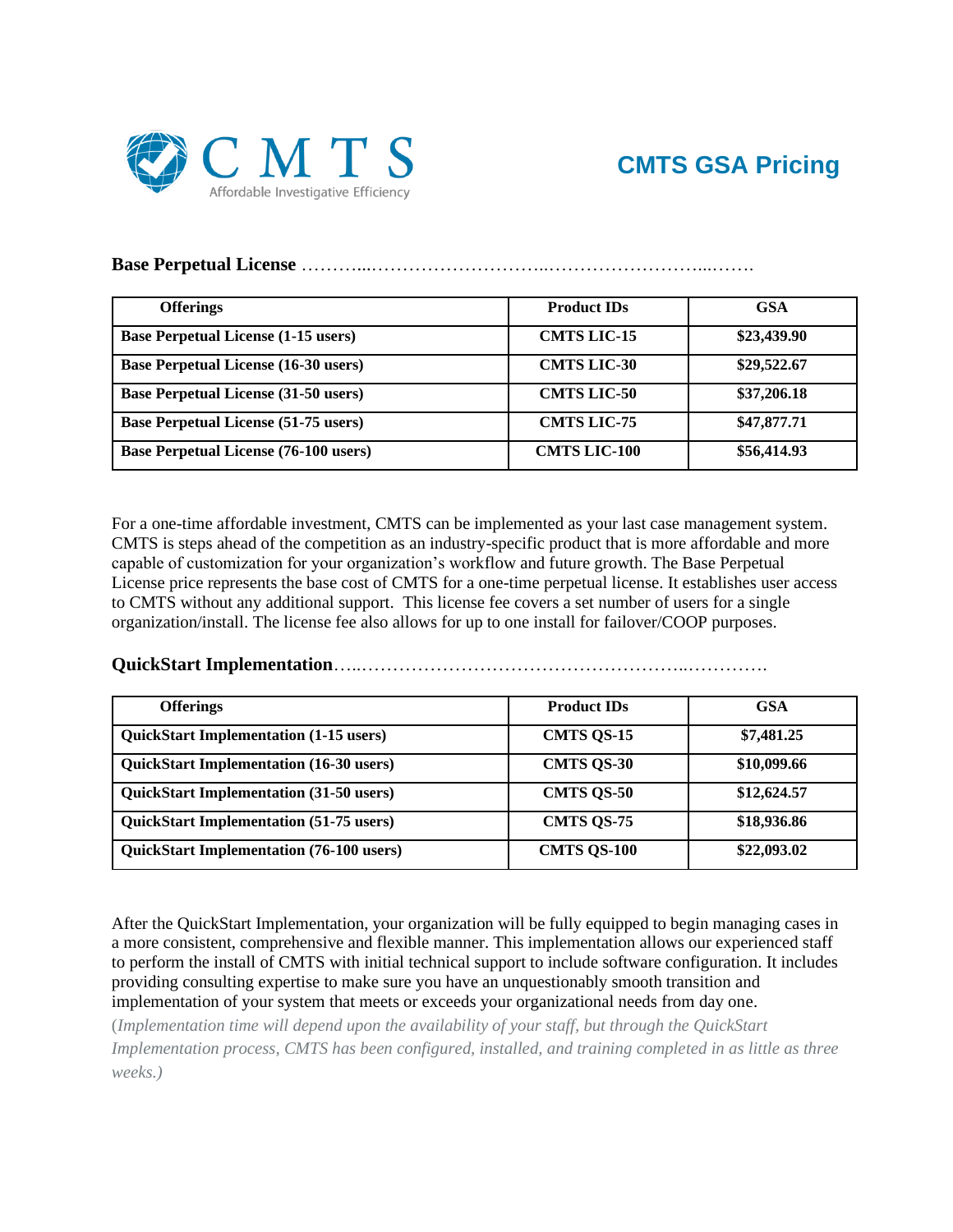CMTS

Affordable Investigative Efficiency

# CMTS GSA Pricing

**Base Perpetual License** ………..………………………..……………………...…….

| Offerings | Product IDs | GSA |
| --- | --- | --- |
| **Base Perpetual License (1-15 users)** | **CMTS LIC-15** | **$23,439.90** |
| **Base Perpetual License (16-30 users)** | **CMTS LIC-30** | **$29,522.67** |
| **Base Perpetual License (31-50 users)** | **CMTS LIC-50** | **$37,206.18** |
| **Base Perpetual License (51-75 users)** | **CMTS LIC-75** | **$47,877.71** |
| **Base Perpetual License (76-100 users)** | **CMTS LIC-100** | **$56,414.93** |

For a one-time affordable investment, CMTS can be implemented as your last case management system. CMTS is steps ahead of the competition as an industry-specific product that is more affordable and more capable of customization for your organization's workflow and future growth. The Base Perpetual License price represents the base cost of CMTS for a one-time perpetual license. It establishes user access to CMTS without any additional support. This license fee covers a set number of users for a single organization/install. The license fee also allows for up to one install for failover/COOP purposes.

**QuickStart Implementation**…..……………………………………………..………….

| Offerings | Product IDs | GSA |
| --- | --- | --- |
| **QuickStart Implementation (1-15 users)** | **CMTS QS-15** | **$7,481.25** |
| **QuickStart Implementation (16-30 users)** | **CMTS QS-30** | **$10,099.66** |
| **QuickStart Implementation (31-50 users)** | **CMTS QS-50** | **$12,624.57** |
| **QuickStart Implementation (51-75 users)** | **CMTS QS-75** | **$18,936.86** |
| **QuickStart Implementation (76-100 users)** | **CMTS QS-100** | **$22,093.02** |

After the QuickStart Implementation, your organization will be fully equipped to begin managing cases in a more consistent, comprehensive and flexible manner. This implementation allows our experienced staff to perform the install of CMTS with initial technical support to include software configuration. It includes providing consulting expertise to make sure you have an unquestionably smooth transition and implementation of your system that meets or exceeds your organizational needs from day one.

(*Implementation time will depend upon the availability of your staff, but through the QuickStart Implementation process, CMTS has been configured, installed, and training completed in as little as three weeks.)*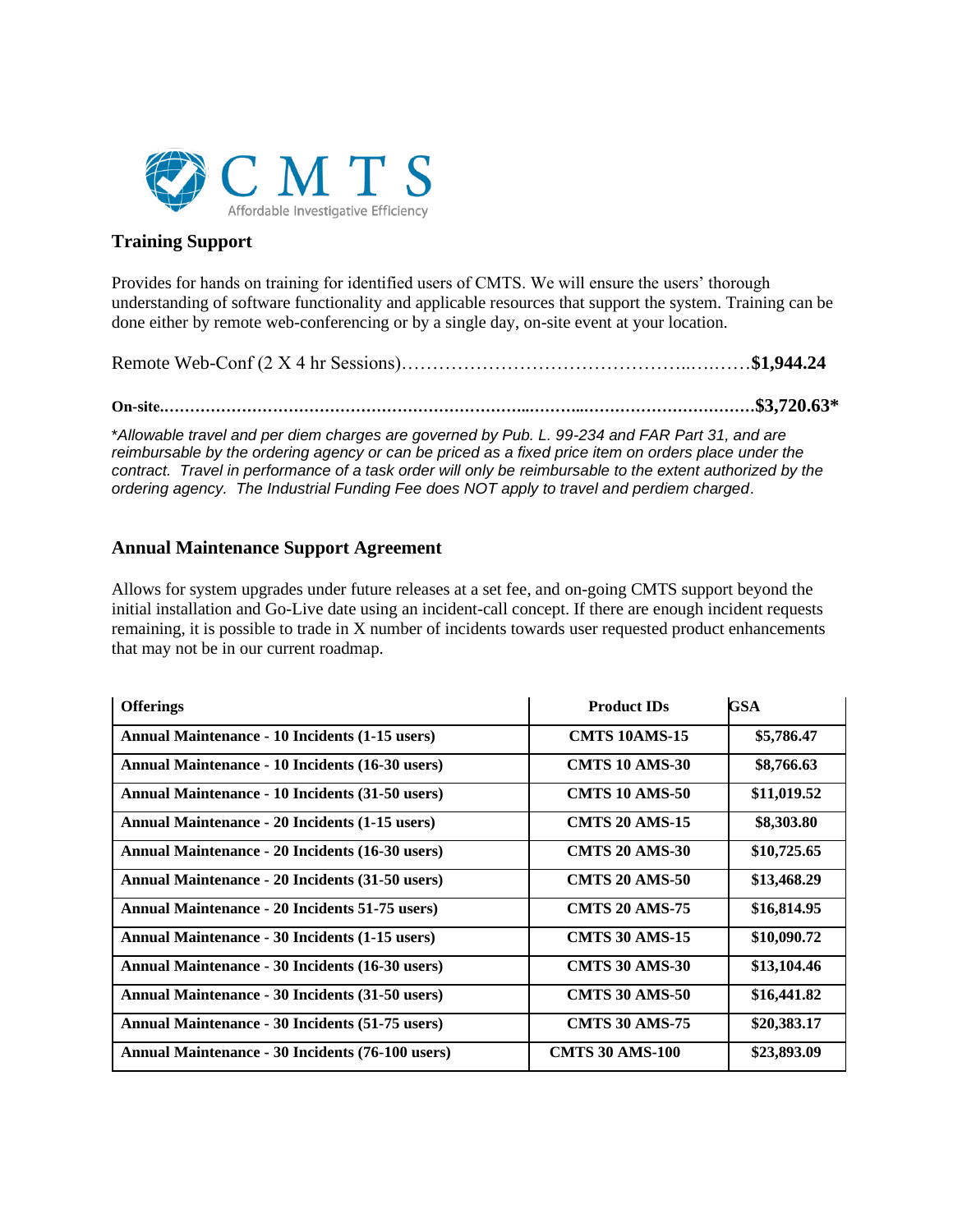CMTS
Affordable Investigative Efficiency

## Training Support

Provides for hands on training for identified users of CMTS. We will ensure the users' thorough understanding of software functionality and applicable resources that support the system. Training can be done either by remote web-conferencing or by a single day, on-site event at your location.

Remote Web-Conf (2 X 4 hr Sessions)………………………………………..….……**$1,944.24**

**On-site.………………………………………………………...………..……………………………$3,720.63***

**Allowable travel and per diem charges are governed by Pub. L. 99-234 and FAR Part 31, and are reimbursable by the ordering agency or can be priced as a fixed price item on orders place under the contract. Travel in performance of a task order will only be reimbursable to the extent authorized by the ordering agency. The Industrial Funding Fee does NOT apply to travel and perdiem charged*.

## Annual Maintenance Support Agreement

Allows for system upgrades under future releases at a set fee, and on-going CMTS support beyond the initial installation and Go-Live date using an incident-call concept. If there are enough incident requests remaining, it is possible to trade in X number of incidents towards user requested product enhancements that may not be in our current roadmap.

| Offerings | Product IDs | GSA |
|---|---|---|
| **Annual Maintenance - 10 Incidents (1-15 users)** | **CMTS 10AMS-15** | **$5,786.47** |
| **Annual Maintenance - 10 Incidents (16-30 users)** | **CMTS 10 AMS-30** | **$8,766.63** |
| **Annual Maintenance - 10 Incidents (31-50 users)** | **CMTS 10 AMS-50** | **$11,019.52** |
| **Annual Maintenance - 20 Incidents (1-15 users)** | **CMTS 20 AMS-15** | **$8,303.80** |
| **Annual Maintenance - 20 Incidents (16-30 users)** | **CMTS 20 AMS-30** | **$10,725.65** |
| **Annual Maintenance - 20 Incidents (31-50 users)** | **CMTS 20 AMS-50** | **$13,468.29** |
| **Annual Maintenance - 20 Incidents 51-75 users)** | **CMTS 20 AMS-75** | **$16,814.95** |
| **Annual Maintenance - 30 Incidents (1-15 users)** | **CMTS 30 AMS-15** | **$10,090.72** |
| **Annual Maintenance - 30 Incidents (16-30 users)** | **CMTS 30 AMS-30** | **$13,104.46** |
| **Annual Maintenance - 30 Incidents (31-50 users)** | **CMTS 30 AMS-50** | **$16,441.82** |
| **Annual Maintenance - 30 Incidents (51-75 users)** | **CMTS 30 AMS-75** | **$20,383.17** |
| **Annual Maintenance - 30 Incidents (76-100 users)** | **CMTS 30 AMS-100** | **$23,893.09** |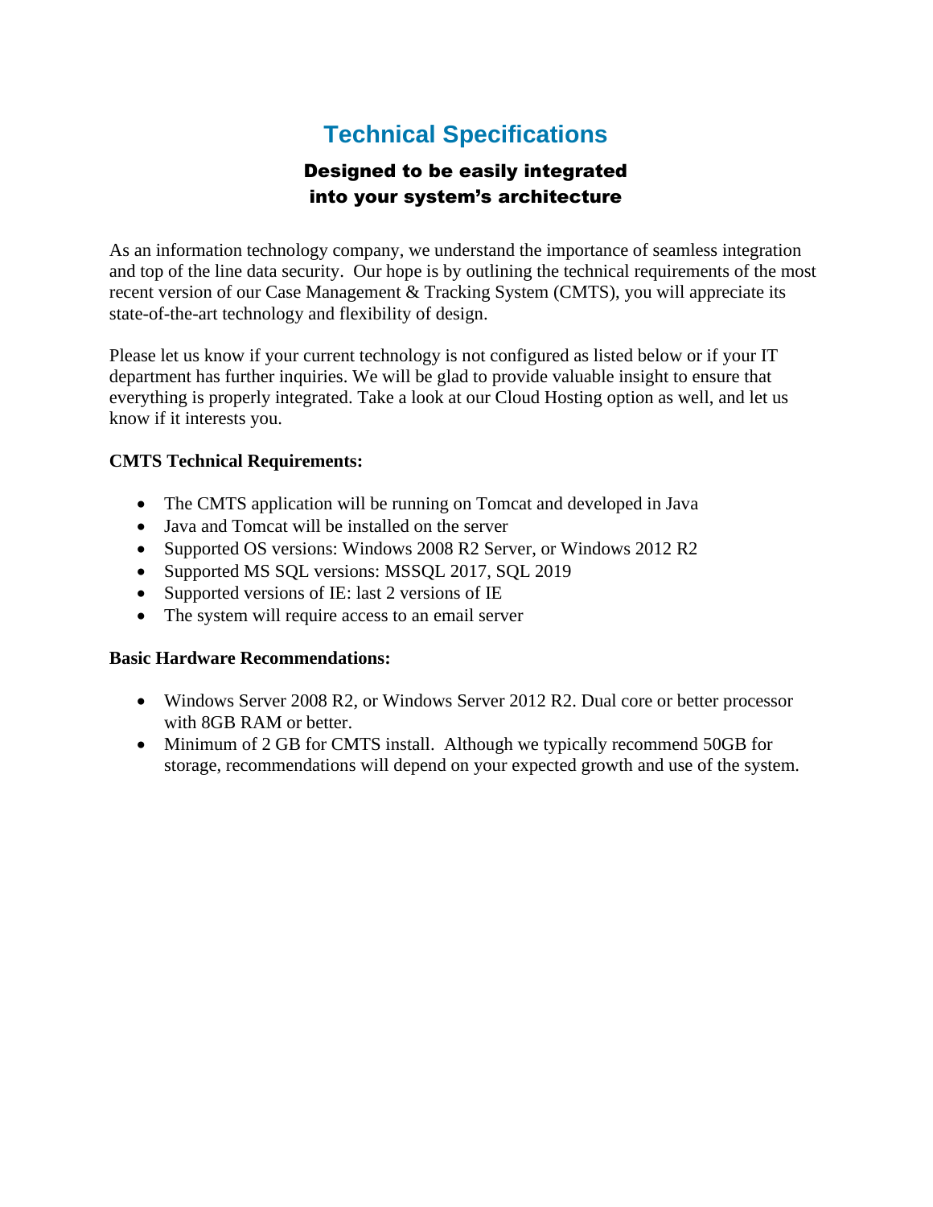# Technical Specifications

## Designed to be easily integrated into your system's architecture

As an information technology company, we understand the importance of seamless integration and top of the line data security. Our hope is by outlining the technical requirements of the most recent version of our Case Management & Tracking System (CMTS), you will appreciate its state-of-the-art technology and flexibility of design.

Please let us know if your current technology is not configured as listed below or if your IT department has further inquiries. We will be glad to provide valuable insight to ensure that everything is properly integrated. Take a look at our Cloud Hosting option as well, and let us know if it interests you.

**CMTS Technical Requirements:**

- The CMTS application will be running on Tomcat and developed in Java
- Java and Tomcat will be installed on the server
- Supported OS versions: Windows 2008 R2 Server, or Windows 2012 R2
- Supported MS SQL versions: MSSQL 2017, SQL 2019
- Supported versions of IE: last 2 versions of IE
- The system will require access to an email server

**Basic Hardware Recommendations:**

- Windows Server 2008 R2, or Windows Server 2012 R2. Dual core or better processor with 8GB RAM or better.
- Minimum of 2 GB for CMTS install. Although we typically recommend 50GB for storage, recommendations will depend on your expected growth and use of the system.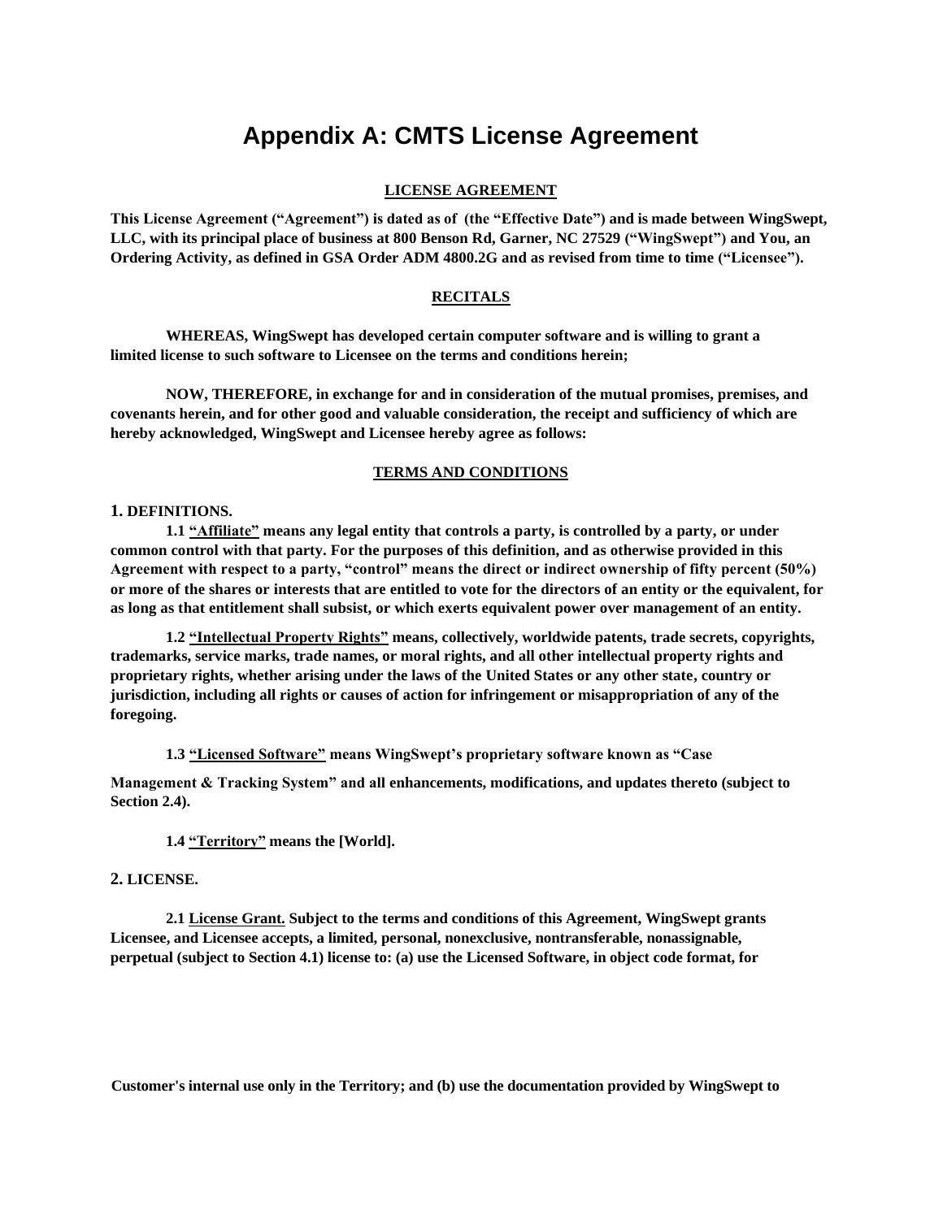# Appendix A: CMTS License Agreement

**LICENSE AGREEMENT**

**This License Agreement ("Agreement") is dated as of (the "Effective Date") and is made between WingSwept, LLC, with its principal place of business at 800 Benson Rd, Garner, NC 27529 ("WingSwept") and You, an Ordering Activity, as defined in GSA Order ADM 4800.2G and as revised from time to time ("Licensee").**

**RECITALS**

**WHEREAS, WingSwept has developed certain computer software and is willing to grant a limited license to such software to Licensee on the terms and conditions herein;**

**NOW, THEREFORE, in exchange for and in consideration of the mutual promises, premises, and covenants herein, and for other good and valuable consideration, the receipt and sufficiency of which are hereby acknowledged, WingSwept and Licensee hereby agree as follows:**

**TERMS AND CONDITIONS**

**1. DEFINITIONS.**

**1.1 "Affiliate" means any legal entity that controls a party, is controlled by a party, or under common control with that party. For the purposes of this definition, and as otherwise provided in this Agreement with respect to a party, "control" means the direct or indirect ownership of fifty percent (50%) or more of the shares or interests that are entitled to vote for the directors of an entity or the equivalent, for as long as that entitlement shall subsist, or which exerts equivalent power over management of an entity.**

**1.2 "Intellectual Property Rights" means, collectively, worldwide patents, trade secrets, copyrights, trademarks, service marks, trade names, or moral rights, and all other intellectual property rights and proprietary rights, whether arising under the laws of the United States or any other state, country or jurisdiction, including all rights or causes of action for infringement or misappropriation of any of the foregoing.**

**1.3 "Licensed Software" means WingSwept's proprietary software known as "Case Management & Tracking System" and all enhancements, modifications, and updates thereto (subject to Section 2.4).**

**1.4 "Territory" means the [World].**

**2. LICENSE.**

**2.1 License Grant. Subject to the terms and conditions of this Agreement, WingSwept grants Licensee, and Licensee accepts, a limited, personal, nonexclusive, nontransferable, nonassignable, perpetual (subject to Section 4.1) license to: (a) use the Licensed Software, in object code format, for Customer's internal use only in the Territory; and (b) use the documentation provided by WingSwept to**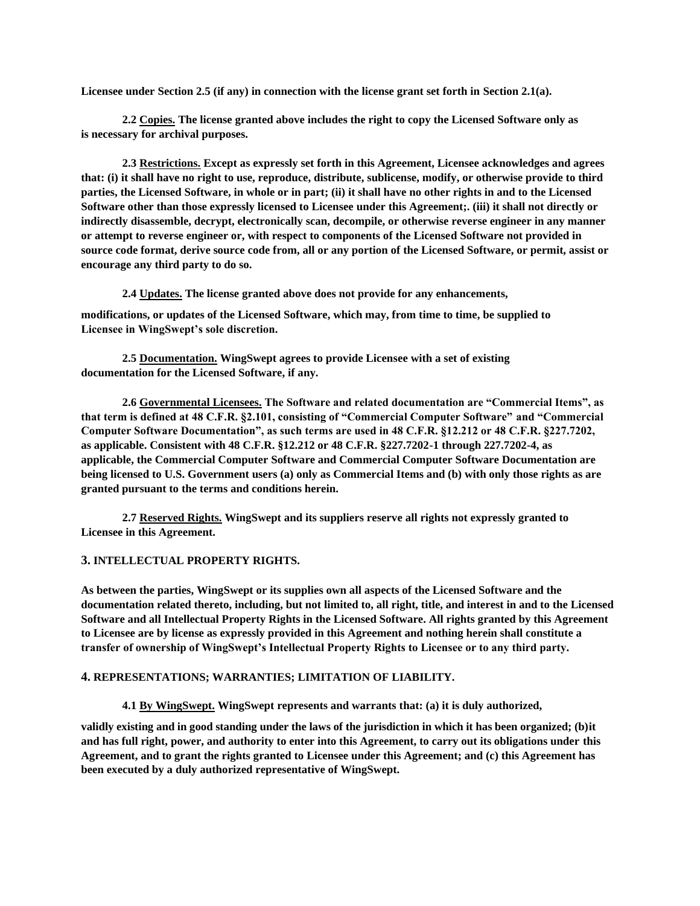**Licensee under Section 2.5 (if any) in connection with the license grant set forth in Section 2.1(a).**

**2.2 <u>Copies.</u> The license granted above includes the right to copy the Licensed Software only as is necessary for archival purposes.**

**2.3 <u>Restrictions.</u> Except as expressly set forth in this Agreement, Licensee acknowledges and agrees that: (i) it shall have no right to use, reproduce, distribute, sublicense, modify, or otherwise provide to third parties, the Licensed Software, in whole or in part; (ii) it shall have no other rights in and to the Licensed Software other than those expressly licensed to Licensee under this Agreement;. (iii) it shall not directly or indirectly disassemble, decrypt, electronically scan, decompile, or otherwise reverse engineer in any manner or attempt to reverse engineer or, with respect to components of the Licensed Software not provided in source code format, derive source code from, all or any portion of the Licensed Software, or permit, assist or encourage any third party to do so.**

**2.4 <u>Updates.</u> The license granted above does not provide for any enhancements, modifications, or updates of the Licensed Software, which may, from time to time, be supplied to Licensee in WingSwept's sole discretion.**

**2.5 <u>Documentation.</u> WingSwept agrees to provide Licensee with a set of existing documentation for the Licensed Software, if any.**

**2.6 <u>Governmental Licensees.</u> The Software and related documentation are "Commercial Items", as that term is defined at 48 C.F.R. §2.101, consisting of "Commercial Computer Software" and "Commercial Computer Software Documentation", as such terms are used in 48 C.F.R. §12.212 or 48 C.F.R. §227.7202, as applicable. Consistent with 48 C.F.R. §12.212 or 48 C.F.R. §227.7202-1 through 227.7202-4, as applicable, the Commercial Computer Software and Commercial Computer Software Documentation are being licensed to U.S. Government users (a) only as Commercial Items and (b) with only those rights as are granted pursuant to the terms and conditions herein.**

**2.7 <u>Reserved Rights.</u> WingSwept and its suppliers reserve all rights not expressly granted to Licensee in this Agreement.**

### 3. INTELLECTUAL PROPERTY RIGHTS.

**As between the parties, WingSwept or its supplies own all aspects of the Licensed Software and the documentation related thereto, including, but not limited to, all right, title, and interest in and to the Licensed Software and all Intellectual Property Rights in the Licensed Software. All rights granted by this Agreement to Licensee are by license as expressly provided in this Agreement and nothing herein shall constitute a transfer of ownership of WingSwept's Intellectual Property Rights to Licensee or to any third party.**

### 4. REPRESENTATIONS; WARRANTIES; LIMITATION OF LIABILITY.

**4.1 <u>By WingSwept.</u> WingSwept represents and warrants that: (a) it is duly authorized, validly existing and in good standing under the laws of the jurisdiction in which it has been organized; (b)it and has full right, power, and authority to enter into this Agreement, to carry out its obligations under this Agreement, and to grant the rights granted to Licensee under this Agreement; and (c) this Agreement has been executed by a duly authorized representative of WingSwept.**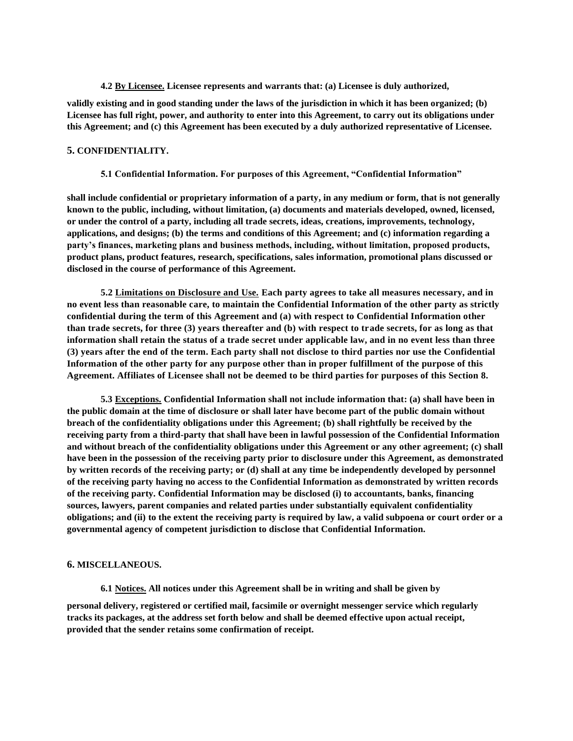**4.2 <u>By Licensee.</u> Licensee represents and warrants that: (a) Licensee is duly authorized, validly existing and in good standing under the laws of the jurisdiction in which it has been organized; (b) Licensee has full right, power, and authority to enter into this Agreement, to carry out its obligations under this Agreement; and (c) this Agreement has been executed by a duly authorized representative of Licensee.**

## 5. CONFIDENTIALITY.

**5.1 Confidential Information. For purposes of this Agreement, "Confidential Information" shall include confidential or proprietary information of a party, in any medium or form, that is not generally known to the public, including, without limitation, (a) documents and materials developed, owned, licensed, or under the control of a party, including all trade secrets, ideas, creations, improvements, technology, applications, and designs; (b) the terms and conditions of this Agreement; and (c) information regarding a party's finances, marketing plans and business methods, including, without limitation, proposed products, product plans, product features, research, specifications, sales information, promotional plans discussed or disclosed in the course of performance of this Agreement.**

**5.2 <u>Limitations on Disclosure and Use.</u> Each party agrees to take all measures necessary, and in no event less than reasonable care, to maintain the Confidential Information of the other party as strictly confidential during the term of this Agreement and (a) with respect to Confidential Information other than trade secrets, for three (3) years thereafter and (b) with respect to trade secrets, for as long as that information shall retain the status of a trade secret under applicable law, and in no event less than three (3) years after the end of the term. Each party shall not disclose to third parties nor use the Confidential Information of the other party for any purpose other than in proper fulfillment of the purpose of this Agreement. Affiliates of Licensee shall not be deemed to be third parties for purposes of this Section 8.**

**5.3 <u>Exceptions.</u> Confidential Information shall not include information that: (a) shall have been in the public domain at the time of disclosure or shall later have become part of the public domain without breach of the confidentiality obligations under this Agreement; (b) shall rightfully be received by the receiving party from a third-party that shall have been in lawful possession of the Confidential Information and without breach of the confidentiality obligations under this Agreement or any other agreement; (c) shall have been in the possession of the receiving party prior to disclosure under this Agreement, as demonstrated by written records of the receiving party; or (d) shall at any time be independently developed by personnel of the receiving party having no access to the Confidential Information as demonstrated by written records of the receiving party. Confidential Information may be disclosed (i) to accountants, banks, financing sources, lawyers, parent companies and related parties under substantially equivalent confidentiality obligations; and (ii) to the extent the receiving party is required by law, a valid subpoena or court order or a governmental agency of competent jurisdiction to disclose that Confidential Information.**

## 6. MISCELLANEOUS.

**6.1 <u>Notices.</u> All notices under this Agreement shall be in writing and shall be given by personal delivery, registered or certified mail, facsimile or overnight messenger service which regularly tracks its packages, at the address set forth below and shall be deemed effective upon actual receipt, provided that the sender retains some confirmation of receipt.**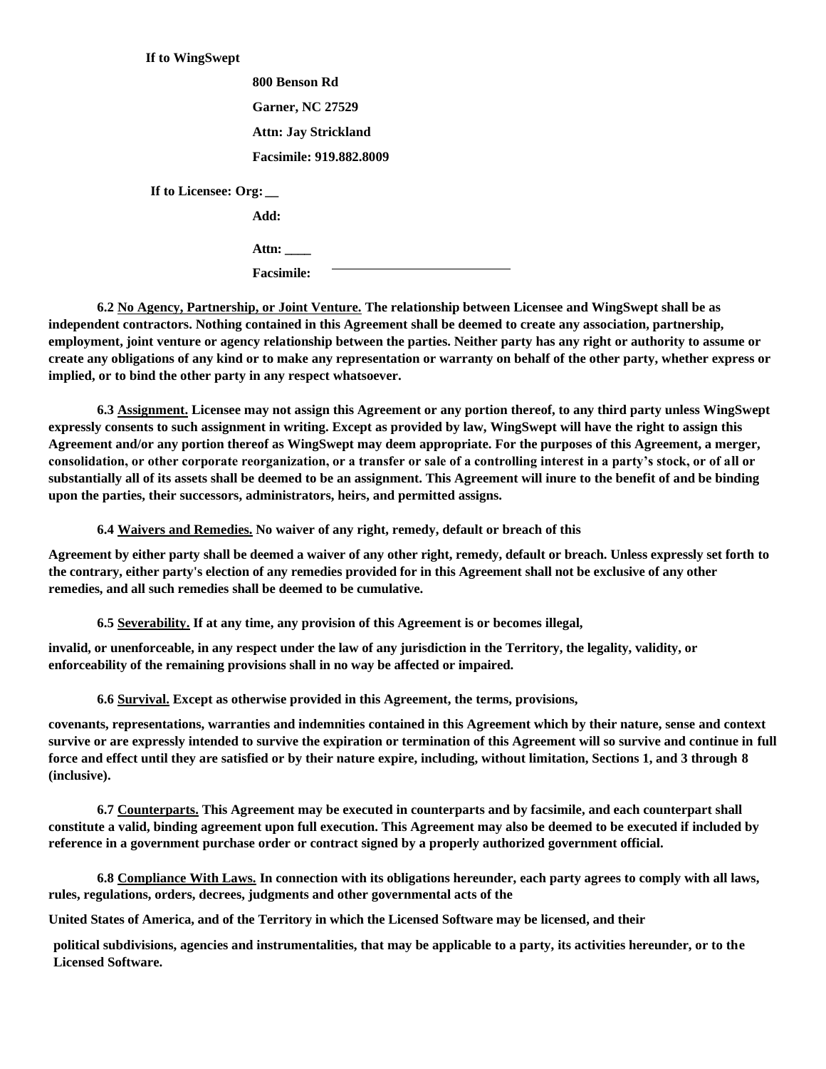**If to WingSwept**

**800 Benson Rd**

**Garner, NC 27529**

**Attn: Jay Strickland**

**Facsimile: 919.882.8009**

**If to Licensee: Org: __**

**Add:**

**Attn: ____**

**Facsimile:** ______________________

**6.2 No Agency, Partnership, or Joint Venture. The relationship between Licensee and WingSwept shall be as independent contractors. Nothing contained in this Agreement shall be deemed to create any association, partnership, employment, joint venture or agency relationship between the parties. Neither party has any right or authority to assume or create any obligations of any kind or to make any representation or warranty on behalf of the other party, whether express or implied, or to bind the other party in any respect whatsoever.**

**6.3 Assignment. Licensee may not assign this Agreement or any portion thereof, to any third party unless WingSwept expressly consents to such assignment in writing. Except as provided by law, WingSwept will have the right to assign this Agreement and/or any portion thereof as WingSwept may deem appropriate. For the purposes of this Agreement, a merger, consolidation, or other corporate reorganization, or a transfer or sale of a controlling interest in a party's stock, or of all or substantially all of its assets shall be deemed to be an assignment. This Agreement will inure to the benefit of and be binding upon the parties, their successors, administrators, heirs, and permitted assigns.**

**6.4 Waivers and Remedies. No waiver of any right, remedy, default or breach of this Agreement by either party shall be deemed a waiver of any other right, remedy, default or breach. Unless expressly set forth to the contrary, either party's election of any remedies provided for in this Agreement shall not be exclusive of any other remedies, and all such remedies shall be deemed to be cumulative.**

**6.5 Severability. If at any time, any provision of this Agreement is or becomes illegal, invalid, or unenforceable, in any respect under the law of any jurisdiction in the Territory, the legality, validity, or enforceability of the remaining provisions shall in no way be affected or impaired.**

**6.6 Survival. Except as otherwise provided in this Agreement, the terms, provisions, covenants, representations, warranties and indemnities contained in this Agreement which by their nature, sense and context survive or are expressly intended to survive the expiration or termination of this Agreement will so survive and continue in full force and effect until they are satisfied or by their nature expire, including, without limitation, Sections 1, and 3 through 8 (inclusive).**

**6.7 Counterparts. This Agreement may be executed in counterparts and by facsimile, and each counterpart shall constitute a valid, binding agreement upon full execution. This Agreement may also be deemed to be executed if included by reference in a government purchase order or contract signed by a properly authorized government official.**

**6.8 Compliance With Laws. In connection with its obligations hereunder, each party agrees to comply with all laws, rules, regulations, orders, decrees, judgments and other governmental acts of the United States of America, and of the Territory in which the Licensed Software may be licensed, and their political subdivisions, agencies and instrumentalities, that may be applicable to a party, its activities hereunder, or to the Licensed Software.**